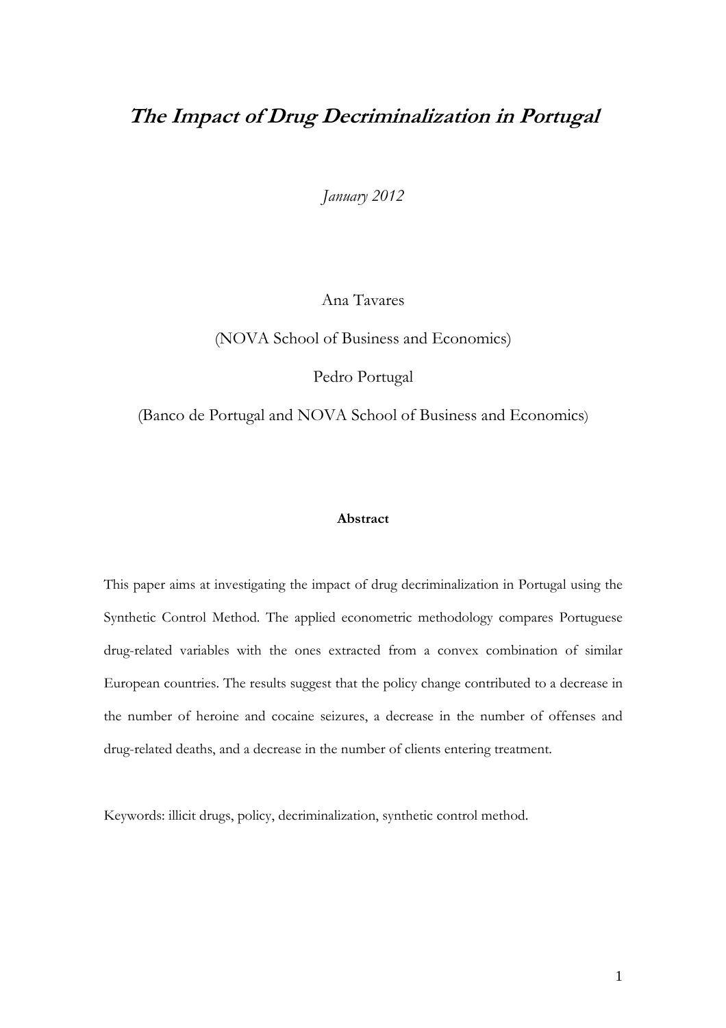# *The Impact of Drug Decriminalization in Portugal*

*January 2012*

Ana Tavares

(NOVA School of Business and Economics)

Pedro Portugal

(Banco de Portugal and NOVA School of Business and Economics)

**Abstract**

This paper aims at investigating the impact of drug decriminalization in Portugal using the Synthetic Control Method. The applied econometric methodology compares Portuguese drug-related variables with the ones extracted from a convex combination of similar European countries. The results suggest that the policy change contributed to a decrease in the number of heroine and cocaine seizures, a decrease in the number of offenses and drug-related deaths, and a decrease in the number of clients entering treatment.

Keywords: illicit drugs, policy, decriminalization, synthetic control method.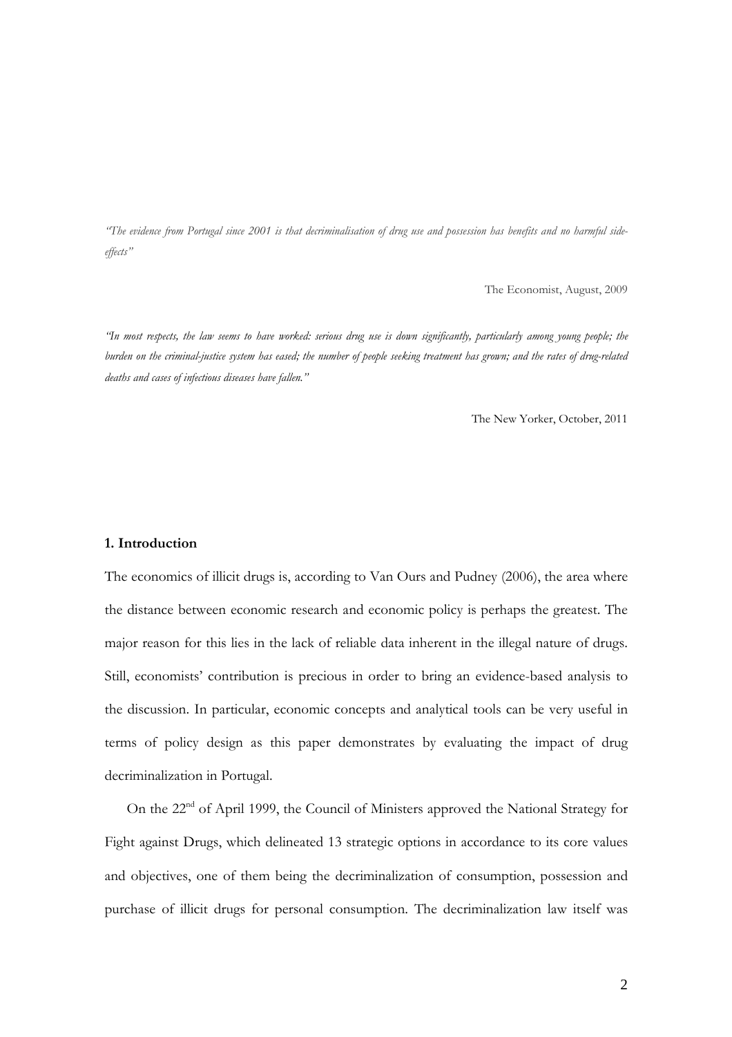*"The evidence from Portugal since 2001 is that decriminalisation of drug use and possession has benefits and no harmful side-effects"*

The Economist, August, 2009

*"In most respects, the law seems to have worked: serious drug use is down significantly, particularly among young people; the burden on the criminal-justice system has eased; the number of people seeking treatment has grown; and the rates of drug-related deaths and cases of infectious diseases have fallen."*

The New Yorker, October, 2011

## 1. Introduction

The economics of illicit drugs is, according to Van Ours and Pudney (2006), the area where the distance between economic research and economic policy is perhaps the greatest. The major reason for this lies in the lack of reliable data inherent in the illegal nature of drugs. Still, economists' contribution is precious in order to bring an evidence-based analysis to the discussion. In particular, economic concepts and analytical tools can be very useful in terms of policy design as this paper demonstrates by evaluating the impact of drug decriminalization in Portugal.

On the 22nd of April 1999, the Council of Ministers approved the National Strategy for Fight against Drugs, which delineated 13 strategic options in accordance to its core values and objectives, one of them being the decriminalization of consumption, possession and purchase of illicit drugs for personal consumption. The decriminalization law itself was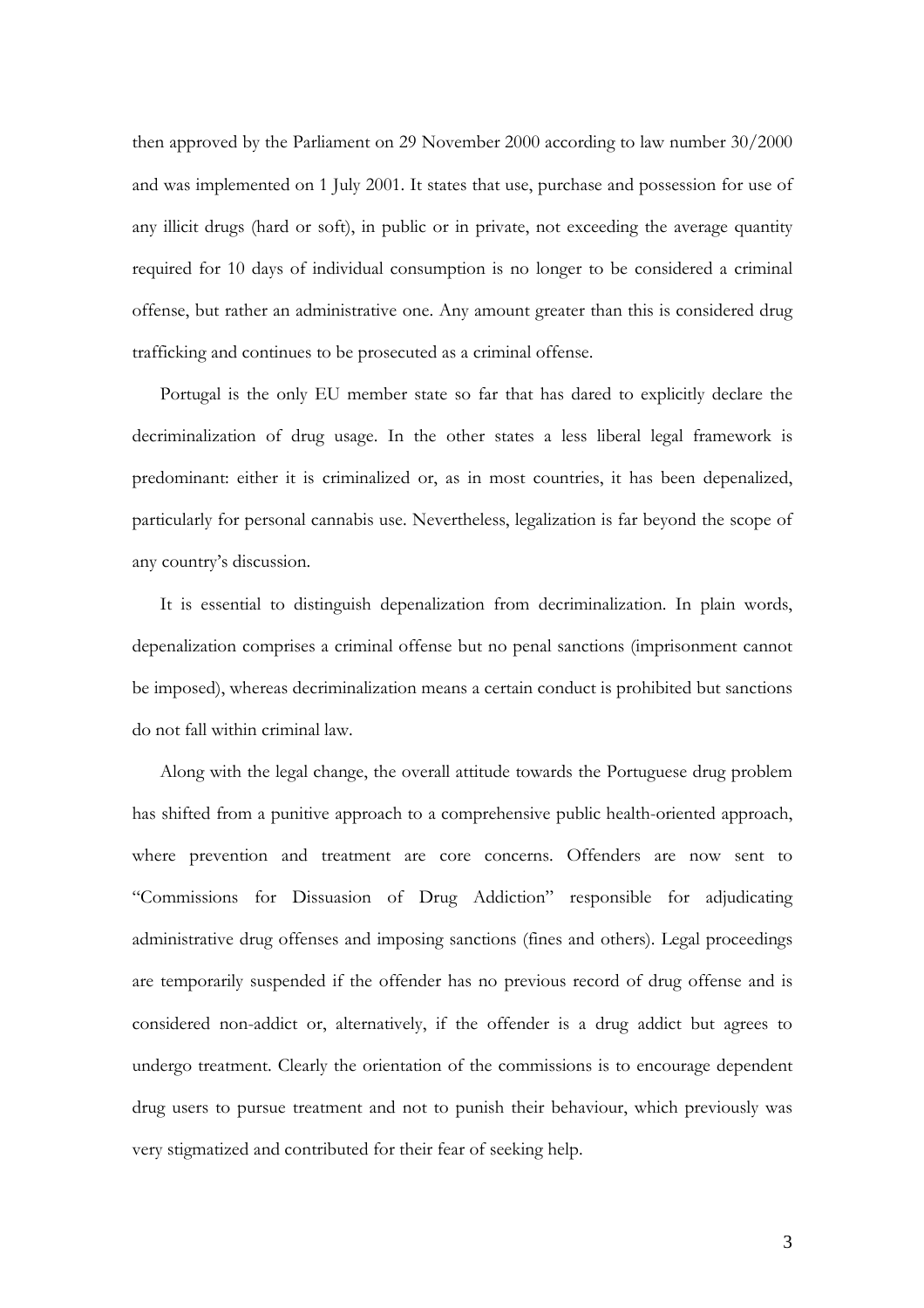then approved by the Parliament on 29 November 2000 according to law number 30/2000 and was implemented on 1 July 2001. It states that use, purchase and possession for use of any illicit drugs (hard or soft), in public or in private, not exceeding the average quantity required for 10 days of individual consumption is no longer to be considered a criminal offense, but rather an administrative one. Any amount greater than this is considered drug trafficking and continues to be prosecuted as a criminal offense.

Portugal is the only EU member state so far that has dared to explicitly declare the decriminalization of drug usage. In the other states a less liberal legal framework is predominant: either it is criminalized or, as in most countries, it has been depenalized, particularly for personal cannabis use. Nevertheless, legalization is far beyond the scope of any country's discussion.

It is essential to distinguish depenalization from decriminalization. In plain words, depenalization comprises a criminal offense but no penal sanctions (imprisonment cannot be imposed), whereas decriminalization means a certain conduct is prohibited but sanctions do not fall within criminal law.

Along with the legal change, the overall attitude towards the Portuguese drug problem has shifted from a punitive approach to a comprehensive public health-oriented approach, where prevention and treatment are core concerns. Offenders are now sent to "Commissions for Dissuasion of Drug Addiction" responsible for adjudicating administrative drug offenses and imposing sanctions (fines and others). Legal proceedings are temporarily suspended if the offender has no previous record of drug offense and is considered non-addict or, alternatively, if the offender is a drug addict but agrees to undergo treatment. Clearly the orientation of the commissions is to encourage dependent drug users to pursue treatment and not to punish their behaviour, which previously was very stigmatized and contributed for their fear of seeking help.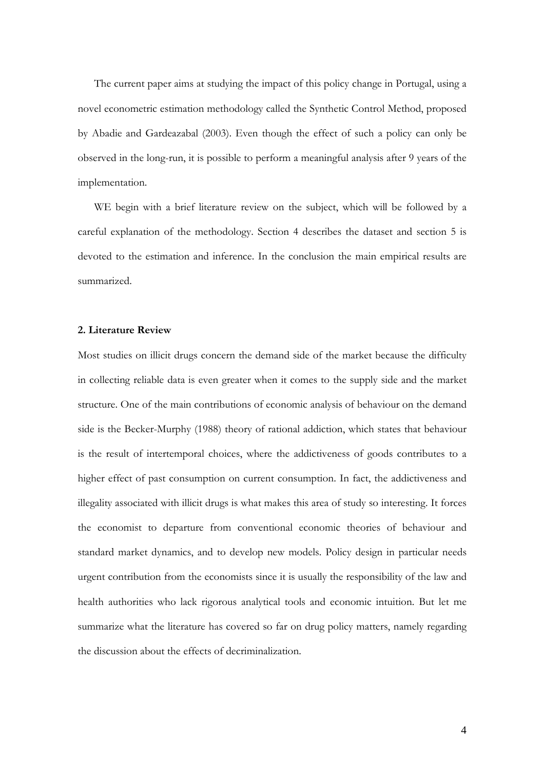The current paper aims at studying the impact of this policy change in Portugal, using a novel econometric estimation methodology called the Synthetic Control Method, proposed by Abadie and Gardeazabal (2003). Even though the effect of such a policy can only be observed in the long-run, it is possible to perform a meaningful analysis after 9 years of the implementation.

WE begin with a brief literature review on the subject, which will be followed by a careful explanation of the methodology. Section 4 describes the dataset and section 5 is devoted to the estimation and inference. In the conclusion the main empirical results are summarized.

**2. Literature Review**

Most studies on illicit drugs concern the demand side of the market because the difficulty in collecting reliable data is even greater when it comes to the supply side and the market structure. One of the main contributions of economic analysis of behaviour on the demand side is the Becker-Murphy (1988) theory of rational addiction, which states that behaviour is the result of intertemporal choices, where the addictiveness of goods contributes to a higher effect of past consumption on current consumption. In fact, the addictiveness and illegality associated with illicit drugs is what makes this area of study so interesting. It forces the economist to departure from conventional economic theories of behaviour and standard market dynamics, and to develop new models. Policy design in particular needs urgent contribution from the economists since it is usually the responsibility of the law and health authorities who lack rigorous analytical tools and economic intuition. But let me summarize what the literature has covered so far on drug policy matters, namely regarding the discussion about the effects of decriminalization.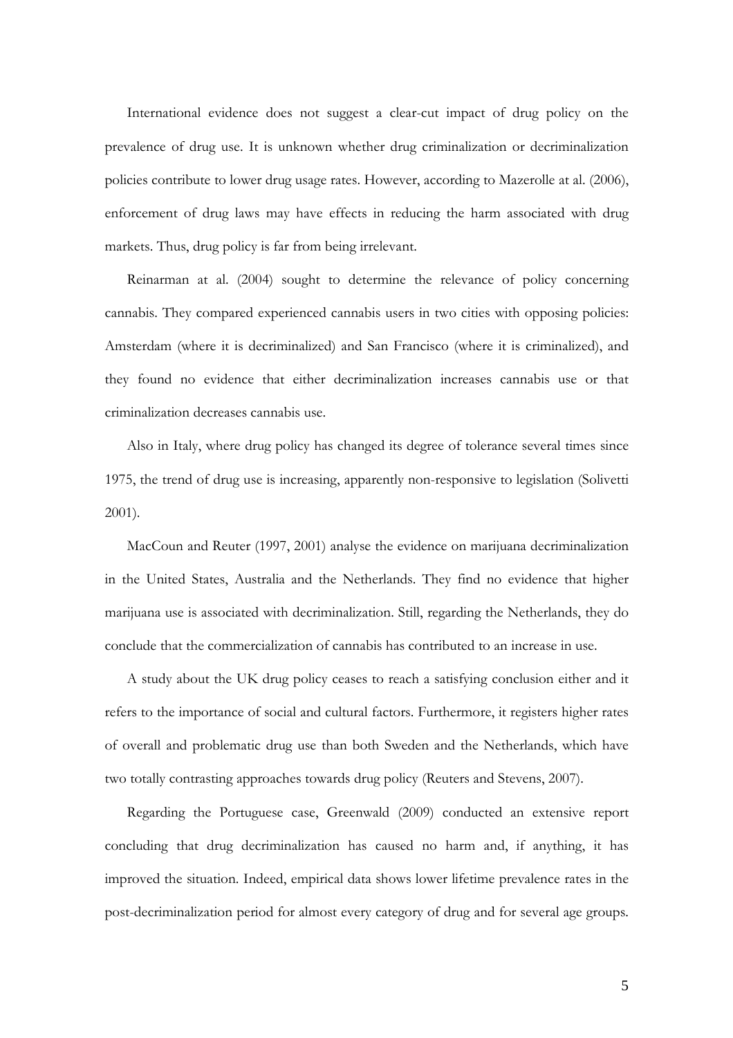International evidence does not suggest a clear-cut impact of drug policy on the prevalence of drug use. It is unknown whether drug criminalization or decriminalization policies contribute to lower drug usage rates. However, according to Mazerolle at al. (2006), enforcement of drug laws may have effects in reducing the harm associated with drug markets. Thus, drug policy is far from being irrelevant.

Reinarman at al. (2004) sought to determine the relevance of policy concerning cannabis. They compared experienced cannabis users in two cities with opposing policies: Amsterdam (where it is decriminalized) and San Francisco (where it is criminalized), and they found no evidence that either decriminalization increases cannabis use or that criminalization decreases cannabis use.

Also in Italy, where drug policy has changed its degree of tolerance several times since 1975, the trend of drug use is increasing, apparently non-responsive to legislation (Solivetti 2001).

MacCoun and Reuter (1997, 2001) analyse the evidence on marijuana decriminalization in the United States, Australia and the Netherlands. They find no evidence that higher marijuana use is associated with decriminalization. Still, regarding the Netherlands, they do conclude that the commercialization of cannabis has contributed to an increase in use.

A study about the UK drug policy ceases to reach a satisfying conclusion either and it refers to the importance of social and cultural factors. Furthermore, it registers higher rates of overall and problematic drug use than both Sweden and the Netherlands, which have two totally contrasting approaches towards drug policy (Reuters and Stevens, 2007).

Regarding the Portuguese case, Greenwald (2009) conducted an extensive report concluding that drug decriminalization has caused no harm and, if anything, it has improved the situation. Indeed, empirical data shows lower lifetime prevalence rates in the post-decriminalization period for almost every category of drug and for several age groups.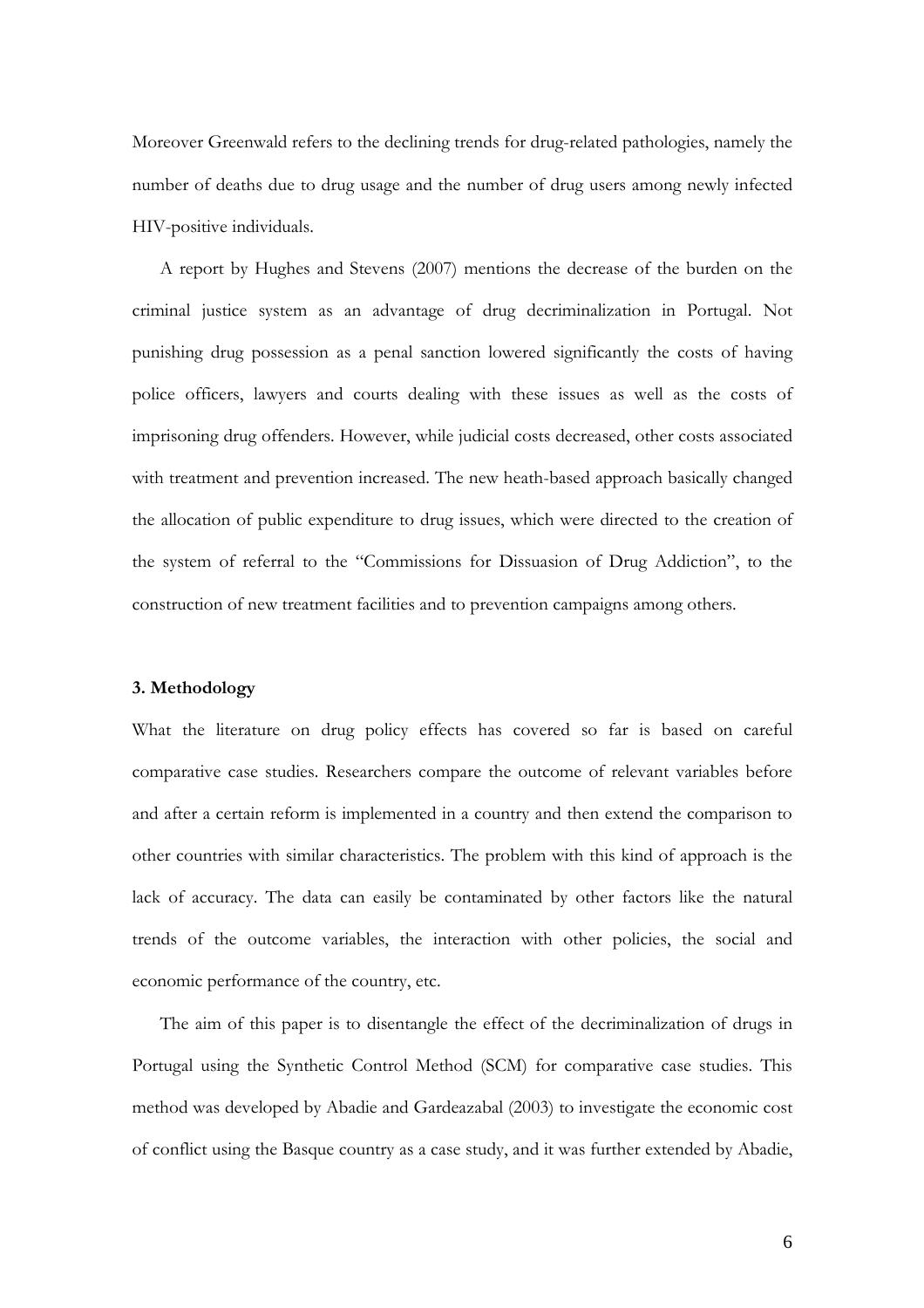Moreover Greenwald refers to the declining trends for drug-related pathologies, namely the number of deaths due to drug usage and the number of drug users among newly infected HIV-positive individuals.

A report by Hughes and Stevens (2007) mentions the decrease of the burden on the criminal justice system as an advantage of drug decriminalization in Portugal. Not punishing drug possession as a penal sanction lowered significantly the costs of having police officers, lawyers and courts dealing with these issues as well as the costs of imprisoning drug offenders. However, while judicial costs decreased, other costs associated with treatment and prevention increased. The new heath-based approach basically changed the allocation of public expenditure to drug issues, which were directed to the creation of the system of referral to the "Commissions for Dissuasion of Drug Addiction", to the construction of new treatment facilities and to prevention campaigns among others.

## 3. Methodology

What the literature on drug policy effects has covered so far is based on careful comparative case studies. Researchers compare the outcome of relevant variables before and after a certain reform is implemented in a country and then extend the comparison to other countries with similar characteristics. The problem with this kind of approach is the lack of accuracy. The data can easily be contaminated by other factors like the natural trends of the outcome variables, the interaction with other policies, the social and economic performance of the country, etc.

The aim of this paper is to disentangle the effect of the decriminalization of drugs in Portugal using the Synthetic Control Method (SCM) for comparative case studies. This method was developed by Abadie and Gardeazabal (2003) to investigate the economic cost of conflict using the Basque country as a case study, and it was further extended by Abadie,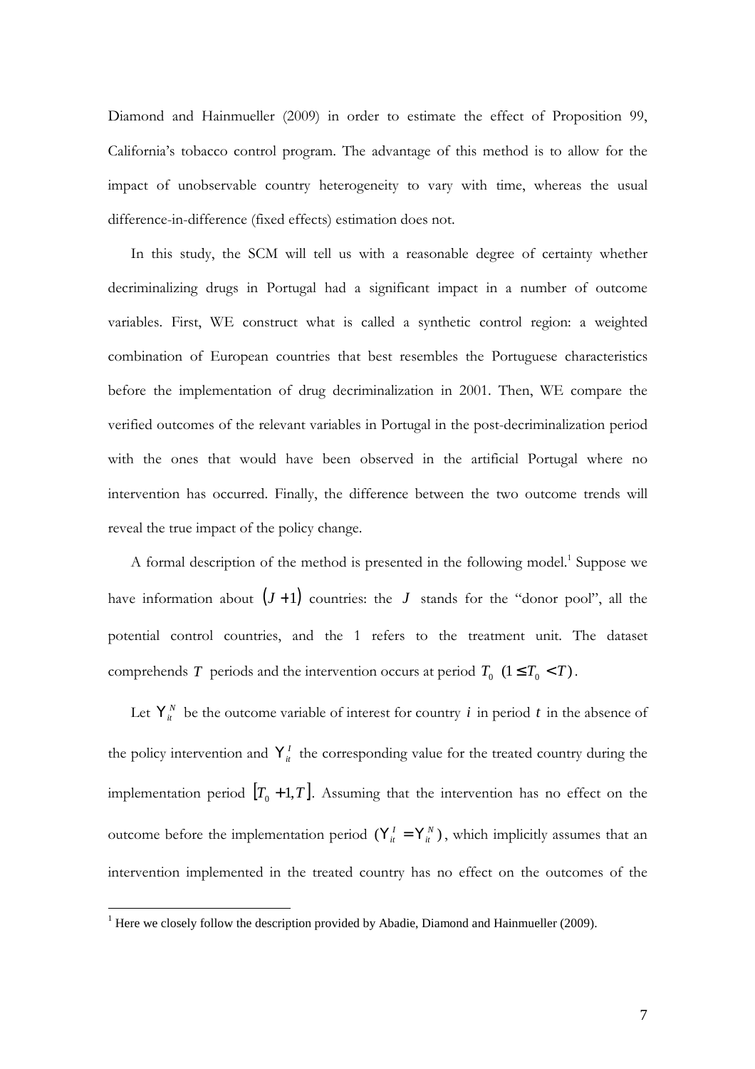Diamond and Hainmueller (2009) in order to estimate the effect of Proposition 99, California's tobacco control program. The advantage of this method is to allow for the impact of unobservable country heterogeneity to vary with time, whereas the usual difference-in-difference (fixed effects) estimation does not.

In this study, the SCM will tell us with a reasonable degree of certainty whether decriminalizing drugs in Portugal had a significant impact in a number of outcome variables. First, WE construct what is called a synthetic control region: a weighted combination of European countries that best resembles the Portuguese characteristics before the implementation of drug decriminalization in 2001. Then, WE compare the verified outcomes of the relevant variables in Portugal in the post-decriminalization period with the ones that would have been observed in the artificial Portugal where no intervention has occurred. Finally, the difference between the two outcome trends will reveal the true impact of the policy change.

A formal description of the method is presented in the following model.[1] Suppose we have information about $(J+1)$ countries: the $J$ stands for the "donor pool", all the potential control countries, and the 1 refers to the treatment unit. The dataset comprehends $T$ periods and the intervention occurs at period $T_0$ $(1 \leq T_0 < T)$.

Let $Y_{it}^{N}$ be the outcome variable of interest for country $i$ in period $t$ in the absence of the policy intervention and $Y_{it}^{I}$ the corresponding value for the treated country during the implementation period $[T_0+1, T]$. Assuming that the intervention has no effect on the outcome before the implementation period $(Y_{it}^{I} = Y_{it}^{N})$, which implicitly assumes that an intervention implemented in the treated country has no effect on the outcomes of the

[1] Here we closely follow the description provided by Abadie, Diamond and Hainmueller (2009).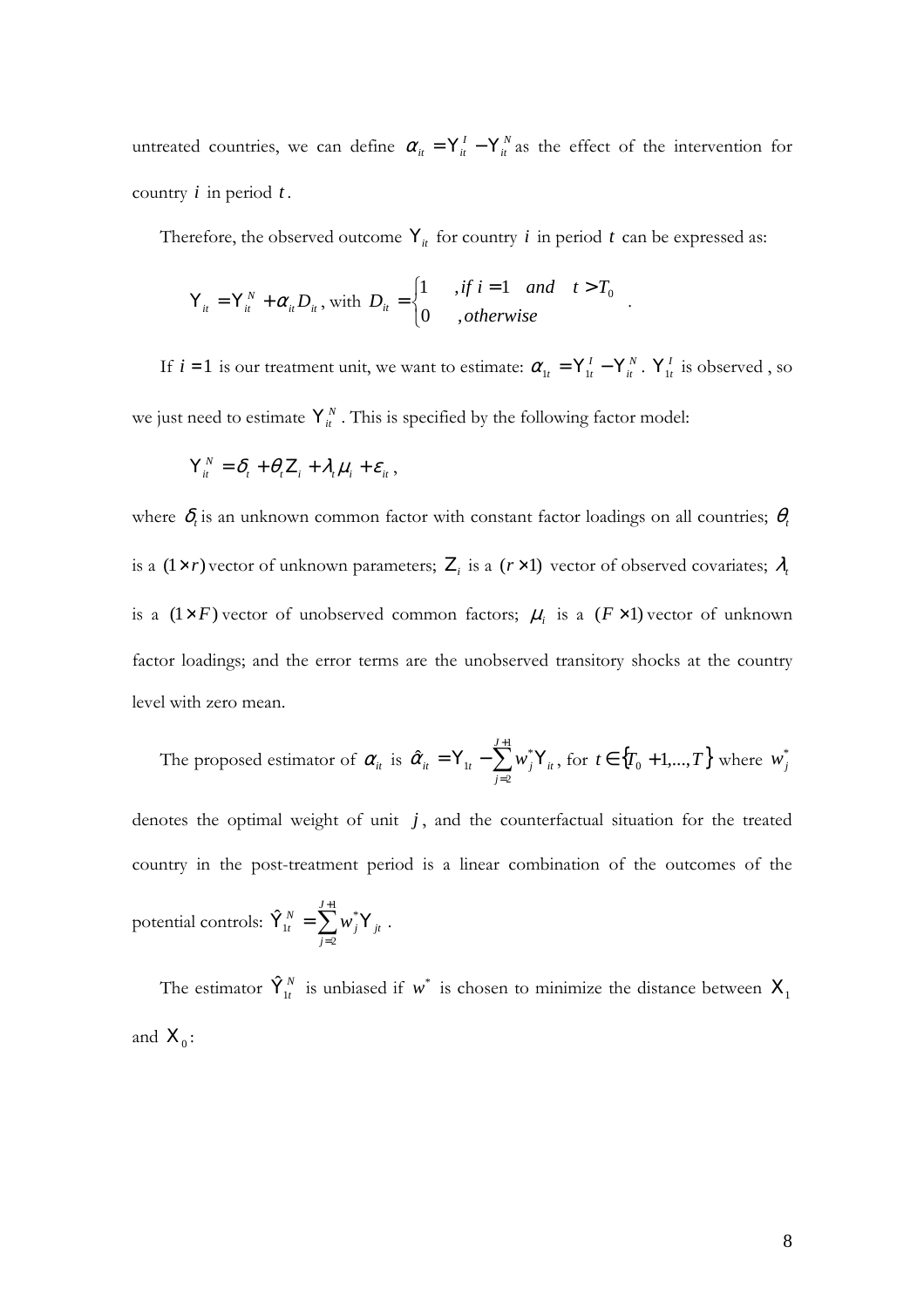untreated countries, we can define $\alpha_{it} = Y_{it}^{I} - Y_{it}^{N}$ as the effect of the intervention for country $i$ in period $t$.

Therefore, the observed outcome $Y_{it}$ for country $i$ in period $t$ can be expressed as:

$$Y_{it} = Y_{it}^{N} + \alpha_{it} D_{it}, \text{ with } D_{it} = \begin{cases} 1 & , if\ i = 1 \quad and \quad t > T_0 \\ 0 & , otherwise \end{cases}.$$

If $i = 1$ is our treatment unit, we want to estimate: $\alpha_{1t} = Y_{1t}^{I} - Y_{it}^{N}$. $Y_{1t}^{I}$ is observed , so we just need to estimate $Y_{it}^{N}$. This is specified by the following factor model:

$$Y_{it}^{N} = \delta_t + \theta_t Z_i + \lambda_t \mu_i + \varepsilon_{it},$$

where $\delta_t$ is an unknown common factor with constant factor loadings on all countries; $\theta_t$ is a $(1 \times r)$ vector of unknown parameters; $Z_i$ is a $(r \times 1)$ vector of observed covariates; $\lambda_t$ is a $(1 \times F)$ vector of unobserved common factors; $\mu_i$ is a $(F \times 1)$ vector of unknown factor loadings; and the error terms are the unobserved transitory shocks at the country level with zero mean.

The proposed estimator of $\alpha_{it}$ is $\hat{\alpha}_{it} = Y_{1t} - \sum_{j=2}^{J+1} w_j^* Y_{it}$, for $t \in \{T_0 + 1, ..., T\}$ where $w_j^*$ denotes the optimal weight of unit $j$, and the counterfactual situation for the treated country in the post-treatment period is a linear combination of the outcomes of the potential controls: $\hat{Y}_{1t}^{N} = \sum_{j=2}^{J+1} w_j^* Y_{jt}$.

The estimator $\hat{Y}_{1t}^{N}$ is unbiased if $w^*$ is chosen to minimize the distance between $X_1$ and $X_0$: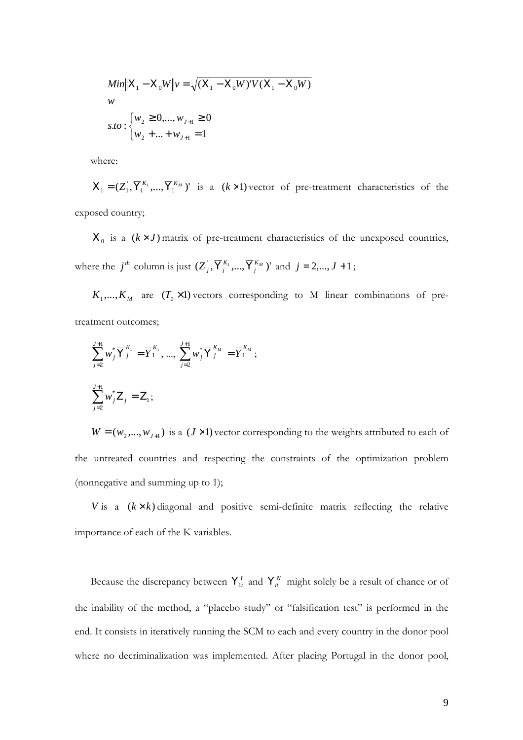$$\underset{W}{Min}\|X_1 - X_0 W\|_V = \sqrt{(X_1 - X_0 W)' V (X_1 - X_0 W)}$$

$$s.to : \begin{cases} w_2 \geq 0, ..., w_{J+1} \geq 0 \\ w_2 + ... + w_{J+1} = 1 \end{cases}$$

where:

$X_1 = (Z_1^{'}, \overline{Y}_1^{K_1}, ..., \overline{Y}_1^{K_M})'$ is a $(k \times 1)$ vector of pre-treatment characteristics of the exposed country;

$X_0$ is a $(k \times J)$ matrix of pre-treatment characteristics of the unexposed countries, where the $j^{th}$ column is just $(Z_j^{'}, \overline{Y}_j^{K_1}, ..., \overline{Y}_j^{K_M})'$ and $j = 2, ..., J+1$;

$K_1, ..., K_M$ are $(T_0 \times 1)$ vectors corresponding to M linear combinations of pre-treatment outcomes;

$$\sum_{j=2}^{J+1} w_j^* \overline{Y}_j^{K_1} = \overline{Y}_1^{K_1}, ..., \sum_{j=2}^{J+1} w_j^* \overline{Y}_j^{K_M} = \overline{Y}_1^{K_M};$$

$$\sum_{j=2}^{J+1} w_j^* Z_j = Z_1;$$

$W = (w_2, ..., w_{J+1})$ is a $(J \times 1)$ vector corresponding to the weights attributed to each of the untreated countries and respecting the constraints of the optimization problem (nonnegative and summing up to 1);

$V$ is a $(k \times k)$ diagonal and positive semi-definite matrix reflecting the relative importance of each of the K variables.

Because the discrepancy between $Y_{1t}^I$ and $Y_{it}^N$ might solely be a result of chance or of the inability of the method, a "placebo study" or "falsification test" is performed in the end. It consists in iteratively running the SCM to each and every country in the donor pool where no decriminalization was implemented. After placing Portugal in the donor pool,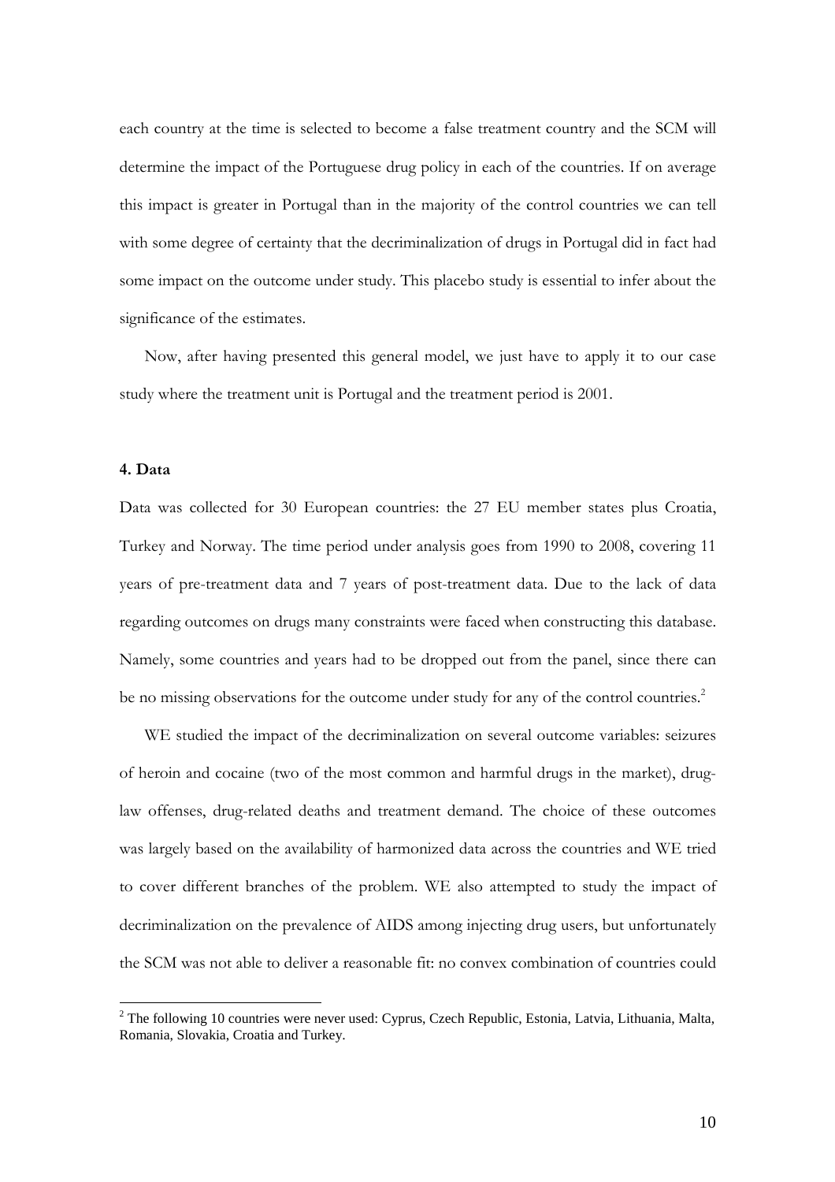each country at the time is selected to become a false treatment country and the SCM will determine the impact of the Portuguese drug policy in each of the countries. If on average this impact is greater in Portugal than in the majority of the control countries we can tell with some degree of certainty that the decriminalization of drugs in Portugal did in fact had some impact on the outcome under study. This placebo study is essential to infer about the significance of the estimates.

Now, after having presented this general model, we just have to apply it to our case study where the treatment unit is Portugal and the treatment period is 2001.

## 4. Data

Data was collected for 30 European countries: the 27 EU member states plus Croatia, Turkey and Norway. The time period under analysis goes from 1990 to 2008, covering 11 years of pre-treatment data and 7 years of post-treatment data. Due to the lack of data regarding outcomes on drugs many constraints were faced when constructing this database. Namely, some countries and years had to be dropped out from the panel, since there can be no missing observations for the outcome under study for any of the control countries.[2]

WE studied the impact of the decriminalization on several outcome variables: seizures of heroin and cocaine (two of the most common and harmful drugs in the market), drug-law offenses, drug-related deaths and treatment demand. The choice of these outcomes was largely based on the availability of harmonized data across the countries and WE tried to cover different branches of the problem. WE also attempted to study the impact of decriminalization on the prevalence of AIDS among injecting drug users, but unfortunately the SCM was not able to deliver a reasonable fit: no convex combination of countries could

[2] The following 10 countries were never used: Cyprus, Czech Republic, Estonia, Latvia, Lithuania, Malta, Romania, Slovakia, Croatia and Turkey.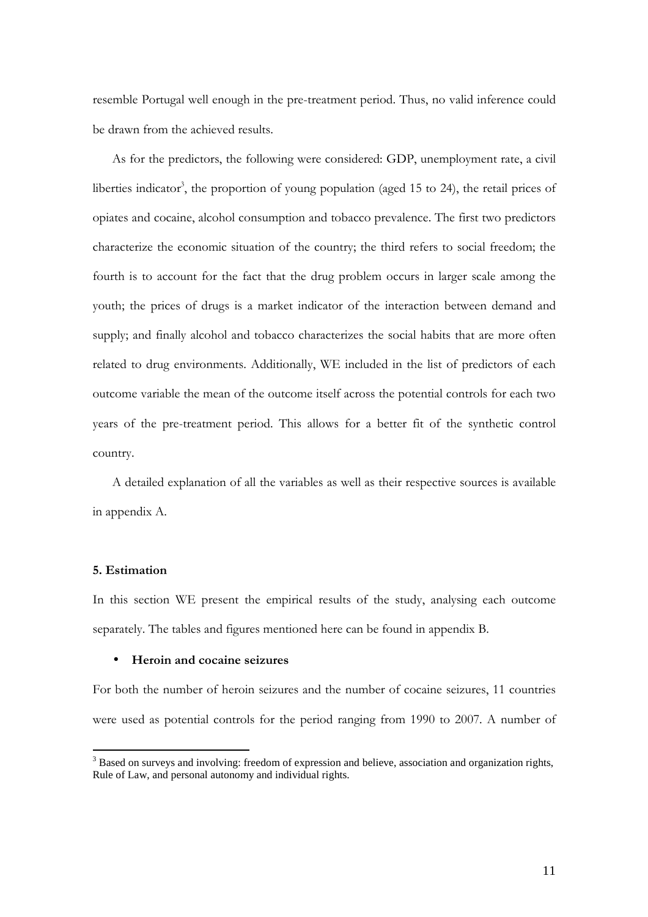resemble Portugal well enough in the pre-treatment period. Thus, no valid inference could be drawn from the achieved results.

As for the predictors, the following were considered: GDP, unemployment rate, a civil liberties indicator[3], the proportion of young population (aged 15 to 24), the retail prices of opiates and cocaine, alcohol consumption and tobacco prevalence. The first two predictors characterize the economic situation of the country; the third refers to social freedom; the fourth is to account for the fact that the drug problem occurs in larger scale among the youth; the prices of drugs is a market indicator of the interaction between demand and supply; and finally alcohol and tobacco characterizes the social habits that are more often related to drug environments. Additionally, WE included in the list of predictors of each outcome variable the mean of the outcome itself across the potential controls for each two years of the pre-treatment period. This allows for a better fit of the synthetic control country.

A detailed explanation of all the variables as well as their respective sources is available in appendix A.

### 5. Estimation

In this section WE present the empirical results of the study, analysing each outcome separately. The tables and figures mentioned here can be found in appendix B.

- **Heroin and cocaine seizures**

For both the number of heroin seizures and the number of cocaine seizures, 11 countries were used as potential controls for the period ranging from 1990 to 2007. A number of

[3] Based on surveys and involving: freedom of expression and believe, association and organization rights, Rule of Law, and personal autonomy and individual rights.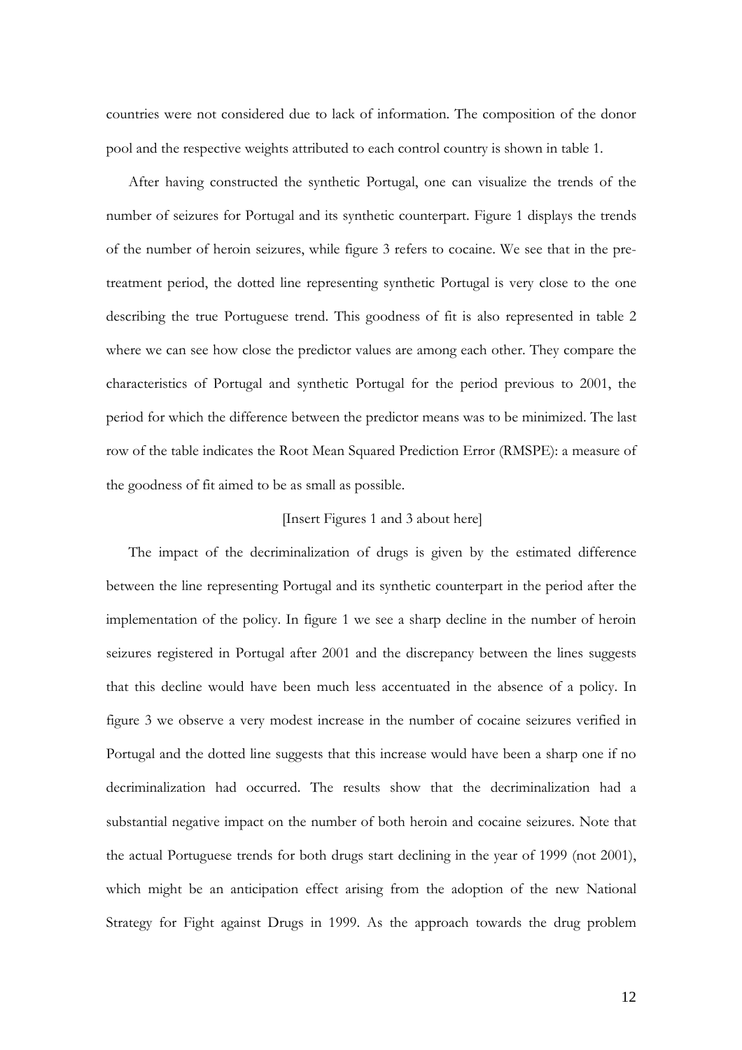countries were not considered due to lack of information. The composition of the donor pool and the respective weights attributed to each control country is shown in table 1.

After having constructed the synthetic Portugal, one can visualize the trends of the number of seizures for Portugal and its synthetic counterpart. Figure 1 displays the trends of the number of heroin seizures, while figure 3 refers to cocaine. We see that in the pre-treatment period, the dotted line representing synthetic Portugal is very close to the one describing the true Portuguese trend. This goodness of fit is also represented in table 2 where we can see how close the predictor values are among each other. They compare the characteristics of Portugal and synthetic Portugal for the period previous to 2001, the period for which the difference between the predictor means was to be minimized. The last row of the table indicates the Root Mean Squared Prediction Error (RMSPE): a measure of the goodness of fit aimed to be as small as possible.

[Insert Figures 1 and 3 about here]

The impact of the decriminalization of drugs is given by the estimated difference between the line representing Portugal and its synthetic counterpart in the period after the implementation of the policy. In figure 1 we see a sharp decline in the number of heroin seizures registered in Portugal after 2001 and the discrepancy between the lines suggests that this decline would have been much less accentuated in the absence of a policy. In figure 3 we observe a very modest increase in the number of cocaine seizures verified in Portugal and the dotted line suggests that this increase would have been a sharp one if no decriminalization had occurred. The results show that the decriminalization had a substantial negative impact on the number of both heroin and cocaine seizures. Note that the actual Portuguese trends for both drugs start declining in the year of 1999 (not 2001), which might be an anticipation effect arising from the adoption of the new National Strategy for Fight against Drugs in 1999. As the approach towards the drug problem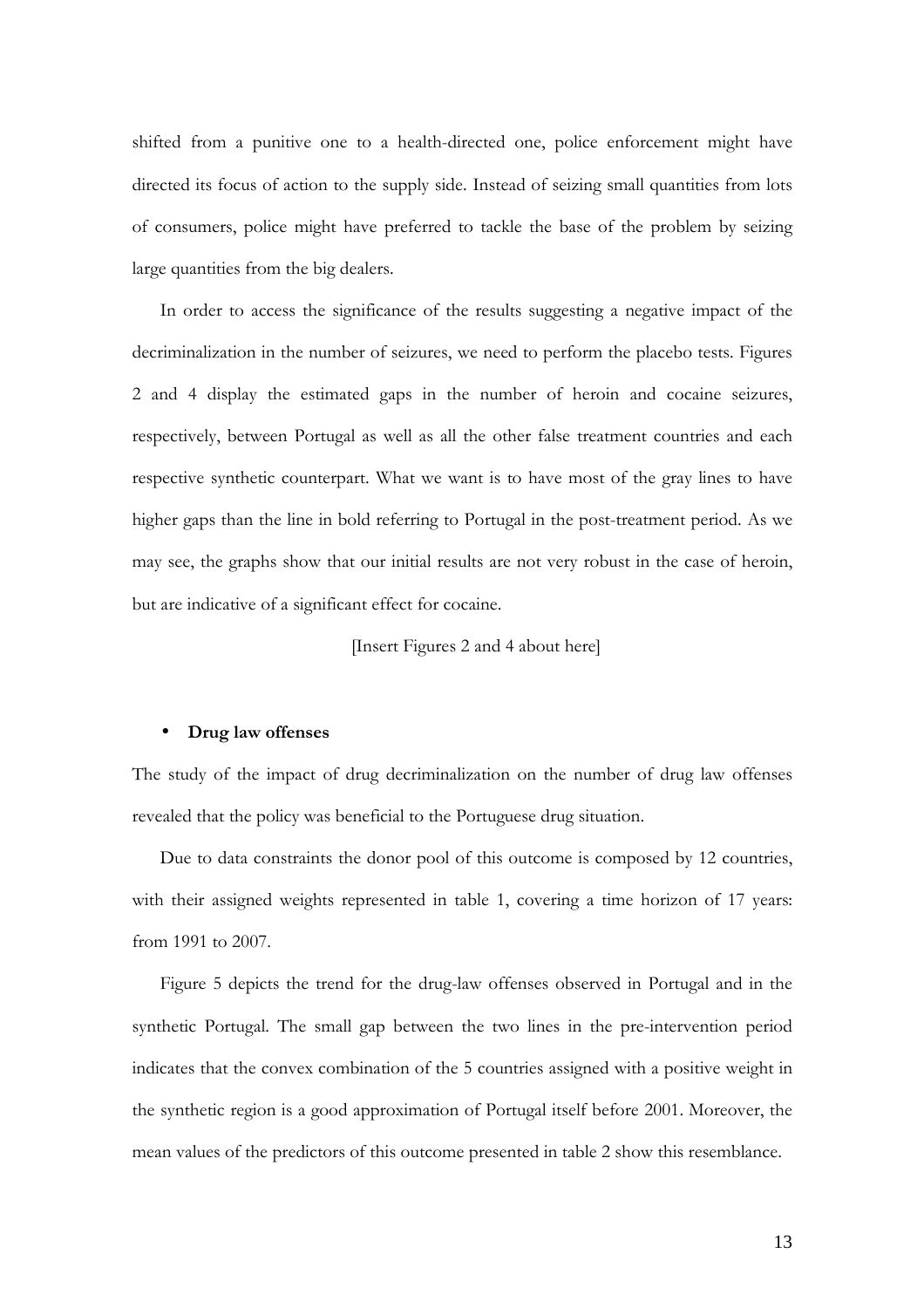shifted from a punitive one to a health-directed one, police enforcement might have directed its focus of action to the supply side. Instead of seizing small quantities from lots of consumers, police might have preferred to tackle the base of the problem by seizing large quantities from the big dealers.

In order to access the significance of the results suggesting a negative impact of the decriminalization in the number of seizures, we need to perform the placebo tests. Figures 2 and 4 display the estimated gaps in the number of heroin and cocaine seizures, respectively, between Portugal as well as all the other false treatment countries and each respective synthetic counterpart. What we want is to have most of the gray lines to have higher gaps than the line in bold referring to Portugal in the post-treatment period. As we may see, the graphs show that our initial results are not very robust in the case of heroin, but are indicative of a significant effect for cocaine.

[Insert Figures 2 and 4 about here]

- **Drug law offenses**

The study of the impact of drug decriminalization on the number of drug law offenses revealed that the policy was beneficial to the Portuguese drug situation.

Due to data constraints the donor pool of this outcome is composed by 12 countries, with their assigned weights represented in table 1, covering a time horizon of 17 years: from 1991 to 2007.

Figure 5 depicts the trend for the drug-law offenses observed in Portugal and in the synthetic Portugal. The small gap between the two lines in the pre-intervention period indicates that the convex combination of the 5 countries assigned with a positive weight in the synthetic region is a good approximation of Portugal itself before 2001. Moreover, the mean values of the predictors of this outcome presented in table 2 show this resemblance.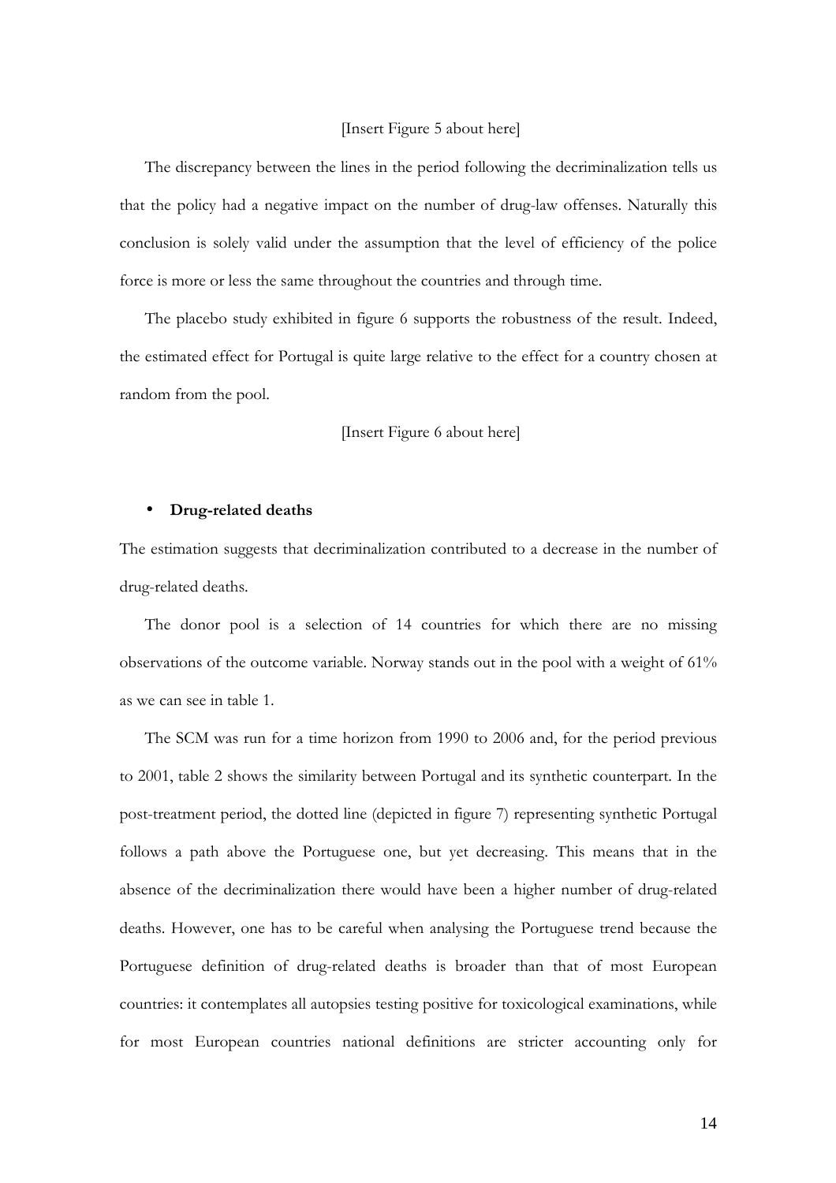[Insert Figure 5 about here]

The discrepancy between the lines in the period following the decriminalization tells us that the policy had a negative impact on the number of drug-law offenses. Naturally this conclusion is solely valid under the assumption that the level of efficiency of the police force is more or less the same throughout the countries and through time.

The placebo study exhibited in figure 6 supports the robustness of the result. Indeed, the estimated effect for Portugal is quite large relative to the effect for a country chosen at random from the pool.

[Insert Figure 6 about here]

- **Drug-related deaths**

The estimation suggests that decriminalization contributed to a decrease in the number of drug-related deaths.

The donor pool is a selection of 14 countries for which there are no missing observations of the outcome variable. Norway stands out in the pool with a weight of 61% as we can see in table 1.

The SCM was run for a time horizon from 1990 to 2006 and, for the period previous to 2001, table 2 shows the similarity between Portugal and its synthetic counterpart. In the post-treatment period, the dotted line (depicted in figure 7) representing synthetic Portugal follows a path above the Portuguese one, but yet decreasing. This means that in the absence of the decriminalization there would have been a higher number of drug-related deaths. However, one has to be careful when analysing the Portuguese trend because the Portuguese definition of drug-related deaths is broader than that of most European countries: it contemplates all autopsies testing positive for toxicological examinations, while for most European countries national definitions are stricter accounting only for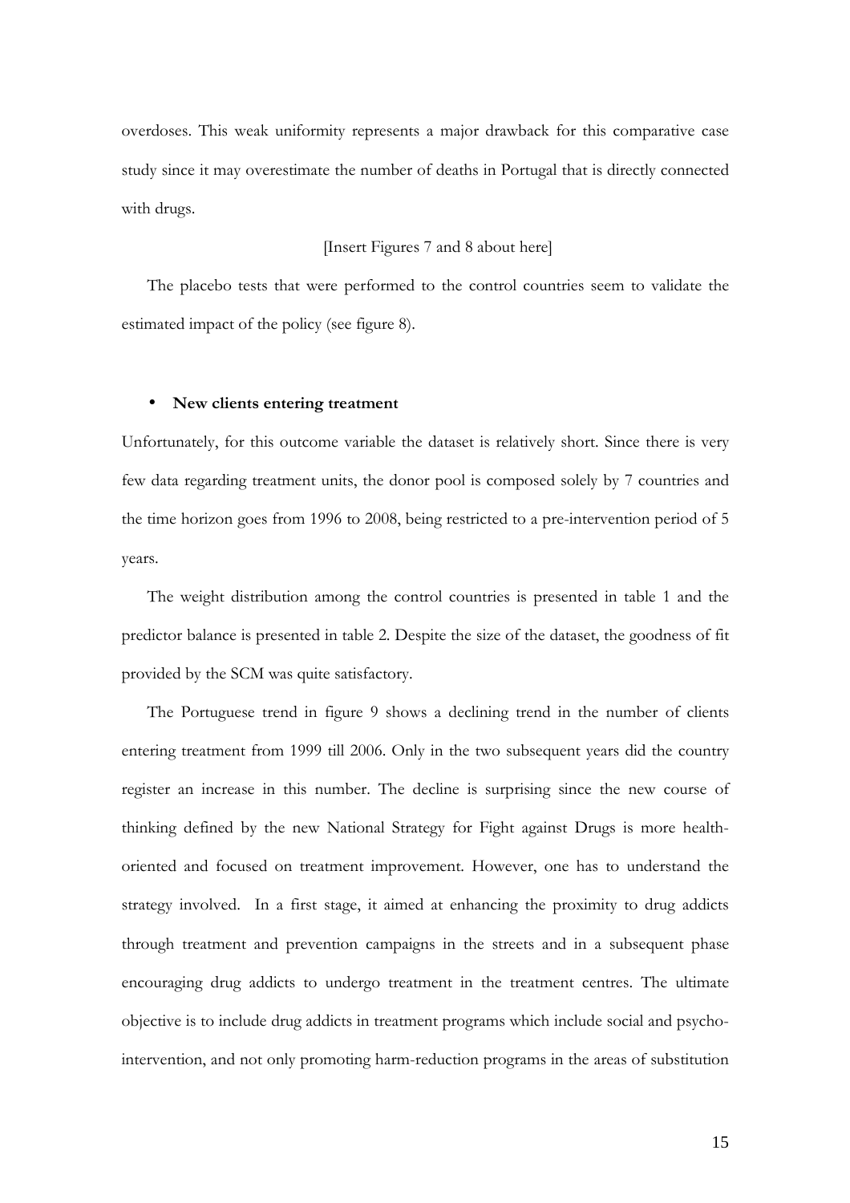overdoses. This weak uniformity represents a major drawback for this comparative case study since it may overestimate the number of deaths in Portugal that is directly connected with drugs.

[Insert Figures 7 and 8 about here]

The placebo tests that were performed to the control countries seem to validate the estimated impact of the policy (see figure 8).

- **New clients entering treatment**

Unfortunately, for this outcome variable the dataset is relatively short. Since there is very few data regarding treatment units, the donor pool is composed solely by 7 countries and the time horizon goes from 1996 to 2008, being restricted to a pre-intervention period of 5 years.

The weight distribution among the control countries is presented in table 1 and the predictor balance is presented in table 2. Despite the size of the dataset, the goodness of fit provided by the SCM was quite satisfactory.

The Portuguese trend in figure 9 shows a declining trend in the number of clients entering treatment from 1999 till 2006. Only in the two subsequent years did the country register an increase in this number. The decline is surprising since the new course of thinking defined by the new National Strategy for Fight against Drugs is more health-oriented and focused on treatment improvement. However, one has to understand the strategy involved. In a first stage, it aimed at enhancing the proximity to drug addicts through treatment and prevention campaigns in the streets and in a subsequent phase encouraging drug addicts to undergo treatment in the treatment centres. The ultimate objective is to include drug addicts in treatment programs which include social and psycho-intervention, and not only promoting harm-reduction programs in the areas of substitution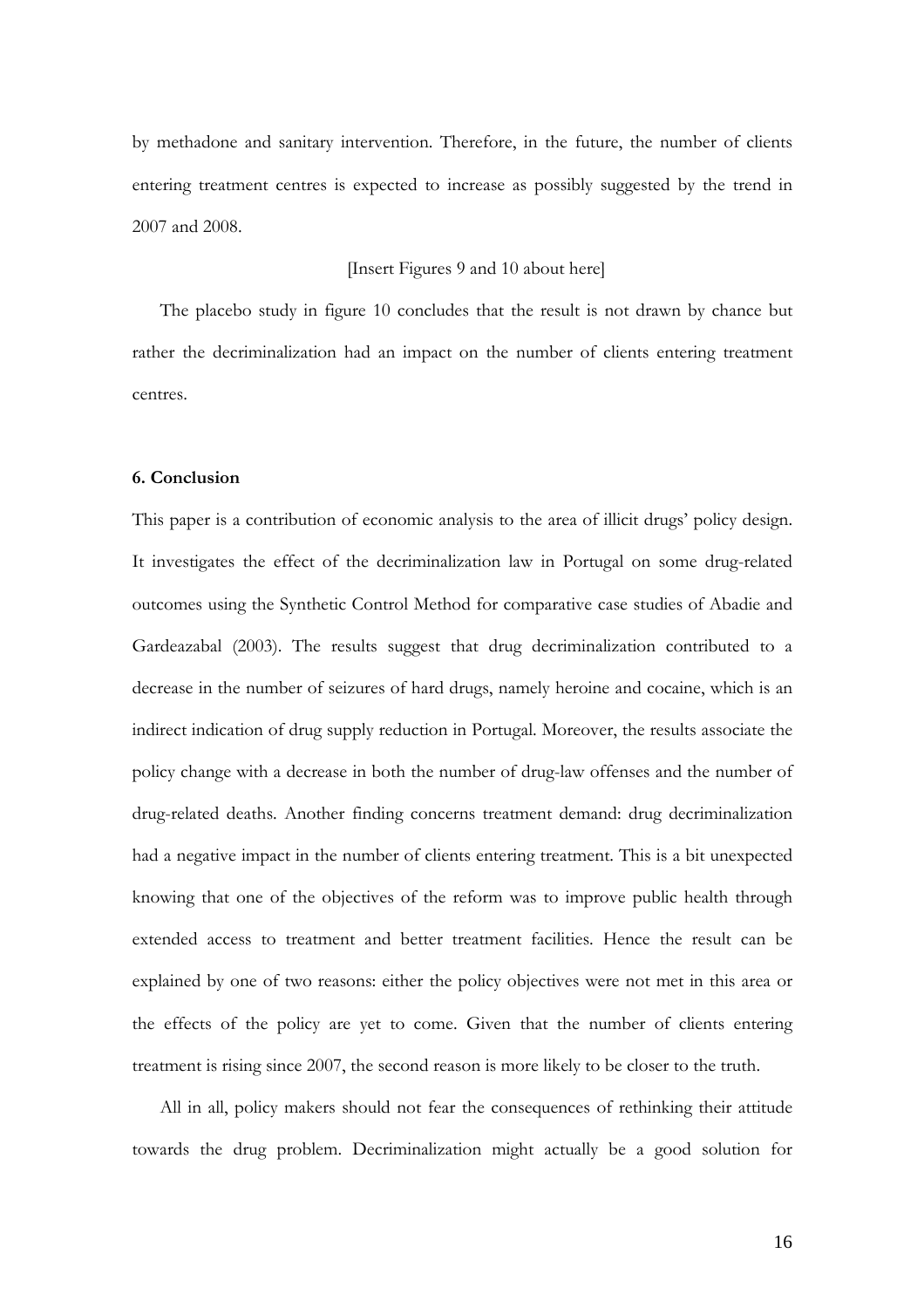by methadone and sanitary intervention. Therefore, in the future, the number of clients entering treatment centres is expected to increase as possibly suggested by the trend in 2007 and 2008.

[Insert Figures 9 and 10 about here]

The placebo study in figure 10 concludes that the result is not drawn by chance but rather the decriminalization had an impact on the number of clients entering treatment centres.

## 6. Conclusion

This paper is a contribution of economic analysis to the area of illicit drugs' policy design. It investigates the effect of the decriminalization law in Portugal on some drug-related outcomes using the Synthetic Control Method for comparative case studies of Abadie and Gardeazabal (2003). The results suggest that drug decriminalization contributed to a decrease in the number of seizures of hard drugs, namely heroine and cocaine, which is an indirect indication of drug supply reduction in Portugal. Moreover, the results associate the policy change with a decrease in both the number of drug-law offenses and the number of drug-related deaths. Another finding concerns treatment demand: drug decriminalization had a negative impact in the number of clients entering treatment. This is a bit unexpected knowing that one of the objectives of the reform was to improve public health through extended access to treatment and better treatment facilities. Hence the result can be explained by one of two reasons: either the policy objectives were not met in this area or the effects of the policy are yet to come. Given that the number of clients entering treatment is rising since 2007, the second reason is more likely to be closer to the truth.

All in all, policy makers should not fear the consequences of rethinking their attitude towards the drug problem. Decriminalization might actually be a good solution for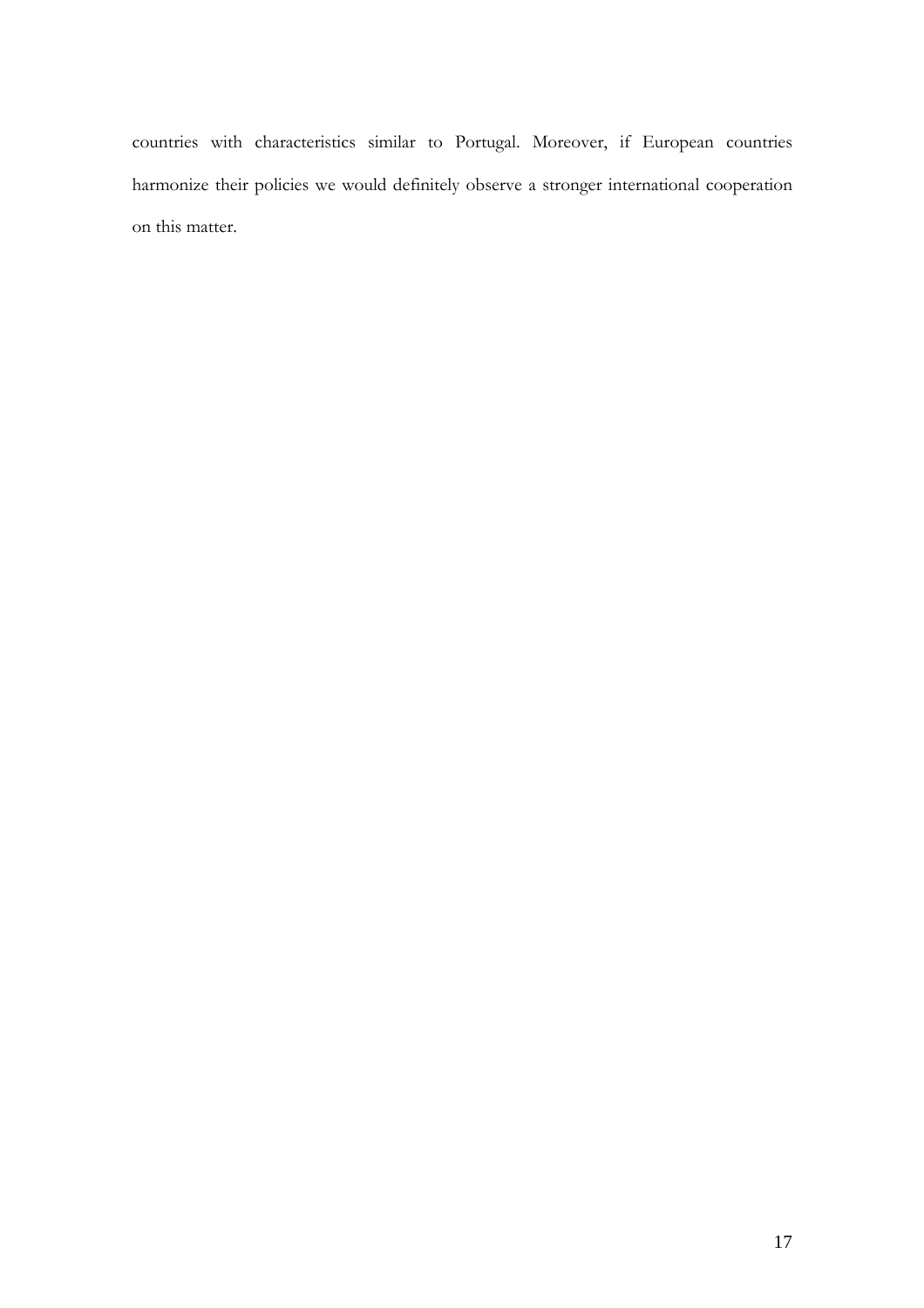countries with characteristics similar to Portugal. Moreover, if European countries harmonize their policies we would definitely observe a stronger international cooperation on this matter.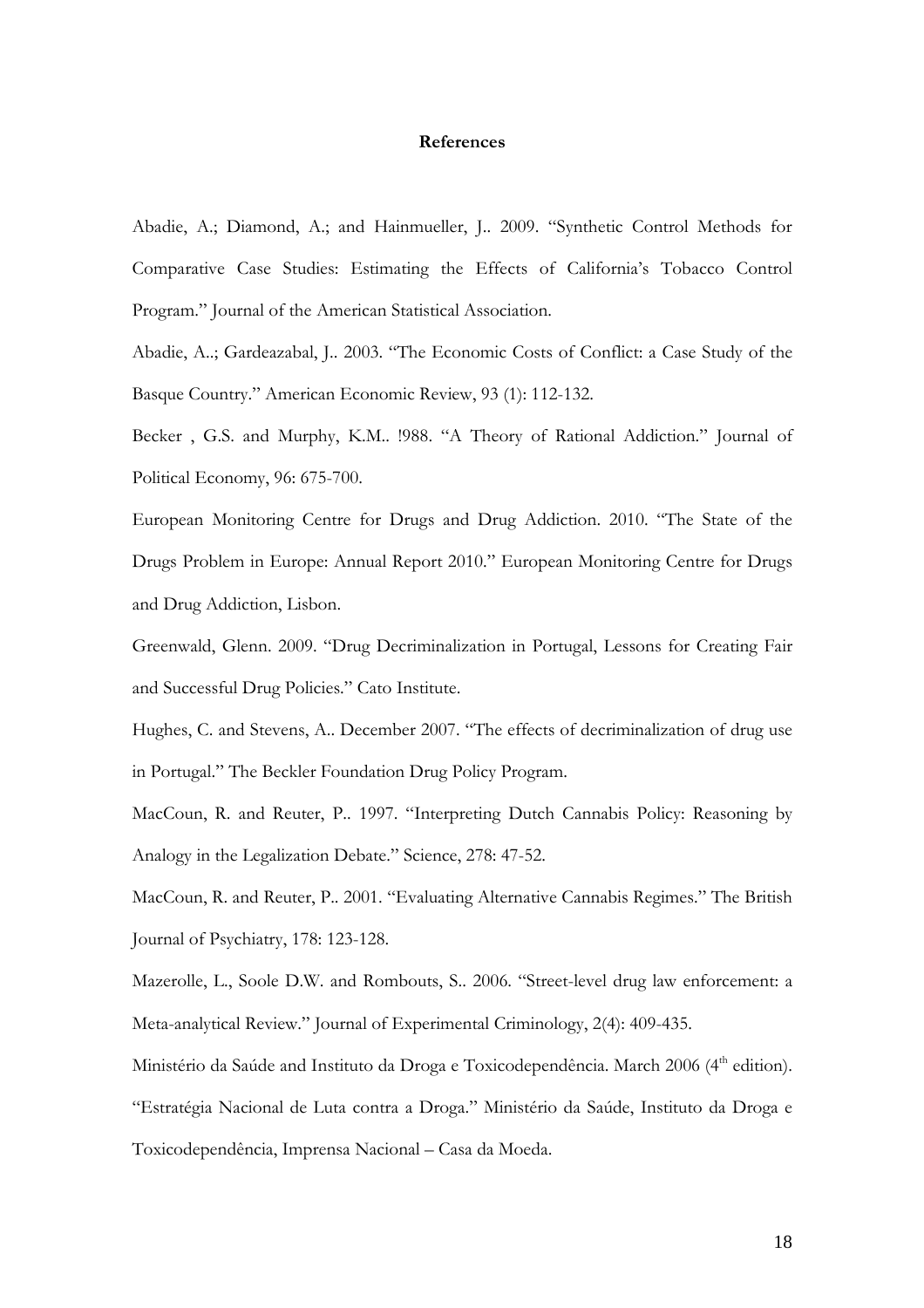# References

Abadie, A.; Diamond, A.; and Hainmueller, J.. 2009. "Synthetic Control Methods for Comparative Case Studies: Estimating the Effects of California's Tobacco Control Program." Journal of the American Statistical Association.

Abadie, A..; Gardeazabal, J.. 2003. "The Economic Costs of Conflict: a Case Study of the Basque Country." American Economic Review, 93 (1): 112-132.

Becker , G.S. and Murphy, K.M.. !988. "A Theory of Rational Addiction." Journal of Political Economy, 96: 675-700.

European Monitoring Centre for Drugs and Drug Addiction. 2010. "The State of the Drugs Problem in Europe: Annual Report 2010." European Monitoring Centre for Drugs and Drug Addiction, Lisbon.

Greenwald, Glenn. 2009. "Drug Decriminalization in Portugal, Lessons for Creating Fair and Successful Drug Policies." Cato Institute.

Hughes, C. and Stevens, A.. December 2007. "The effects of decriminalization of drug use in Portugal." The Beckler Foundation Drug Policy Program.

MacCoun, R. and Reuter, P.. 1997. "Interpreting Dutch Cannabis Policy: Reasoning by Analogy in the Legalization Debate." Science, 278: 47-52.

MacCoun, R. and Reuter, P.. 2001. "Evaluating Alternative Cannabis Regimes." The British Journal of Psychiatry, 178: 123-128.

Mazerolle, L., Soole D.W. and Rombouts, S.. 2006. "Street-level drug law enforcement: a Meta-analytical Review." Journal of Experimental Criminology, 2(4): 409-435.

Ministério da Saúde and Instituto da Droga e Toxicodependência. March 2006 (4th edition). "Estratégia Nacional de Luta contra a Droga." Ministério da Saúde, Instituto da Droga e Toxicodependência, Imprensa Nacional – Casa da Moeda.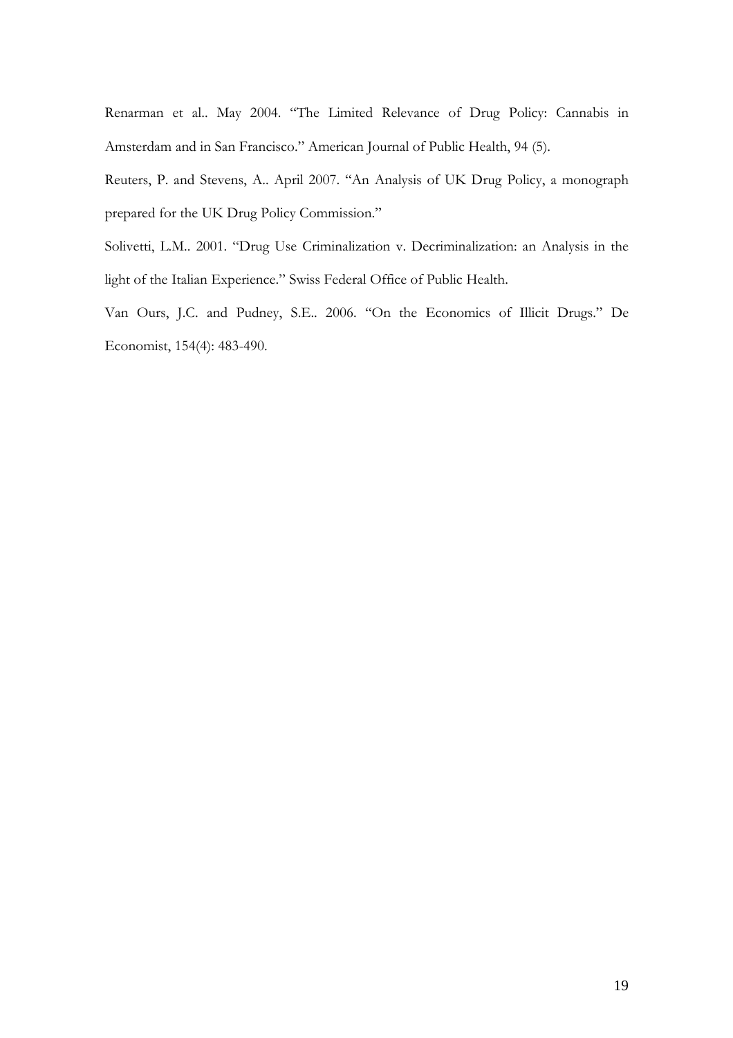Renarman et al.. May 2004. "The Limited Relevance of Drug Policy: Cannabis in Amsterdam and in San Francisco." American Journal of Public Health, 94 (5).

Reuters, P. and Stevens, A.. April 2007. "An Analysis of UK Drug Policy, a monograph prepared for the UK Drug Policy Commission."

Solivetti, L.M.. 2001. "Drug Use Criminalization v. Decriminalization: an Analysis in the light of the Italian Experience." Swiss Federal Office of Public Health.

Van Ours, J.C. and Pudney, S.E.. 2006. "On the Economics of Illicit Drugs." De Economist, 154(4): 483-490.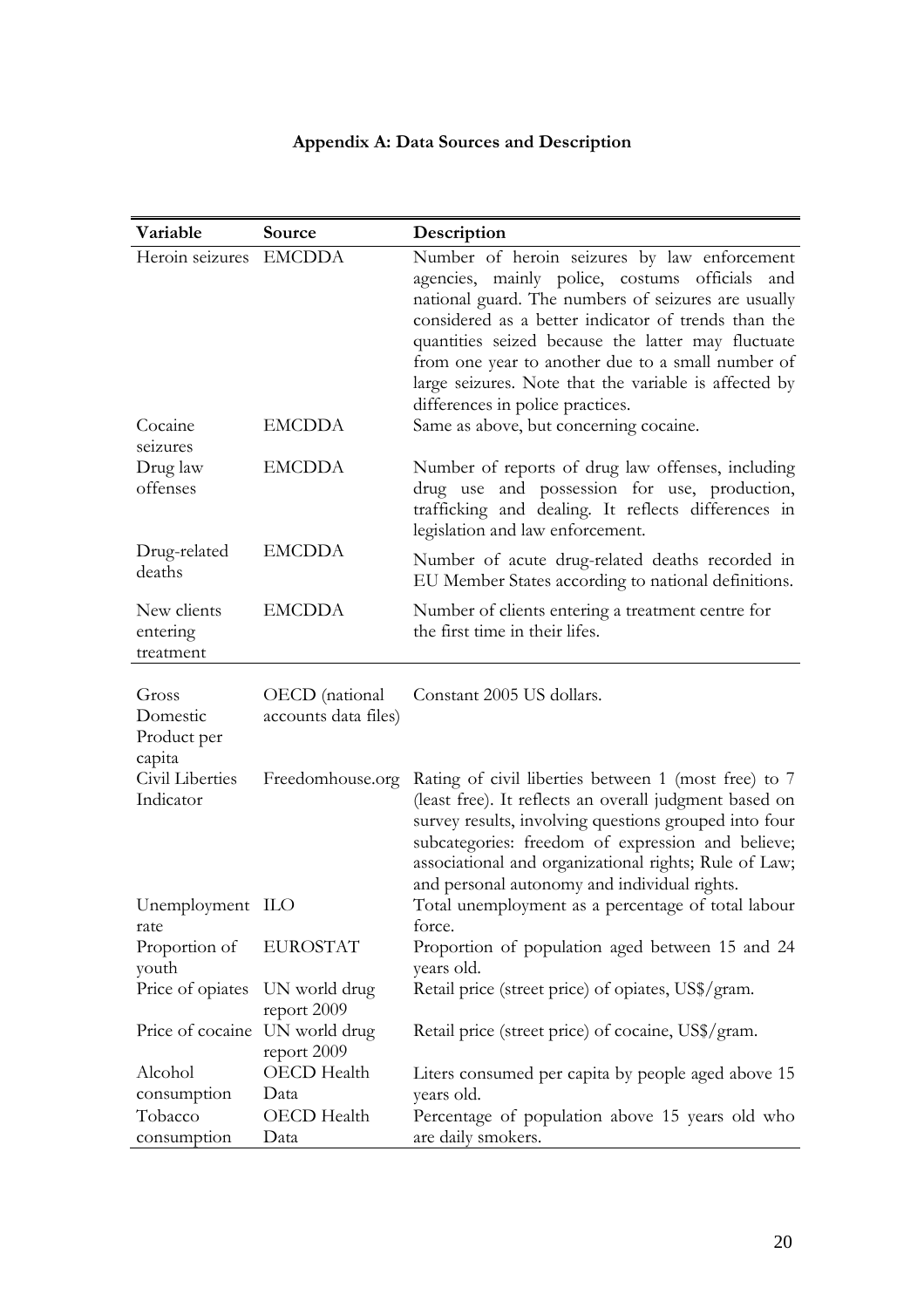# Appendix A: Data Sources and Description

| Variable | Source | Description |
|---|---|---|
| Heroin seizures | EMCDDA | Number of heroin seizures by law enforcement agencies, mainly police, costums officials and national guard. The numbers of seizures are usually considered as a better indicator of trends than the quantities seized because the latter may fluctuate from one year to another due to a small number of large seizures. Note that the variable is affected by differences in police practices. |
| Cocaine seizures | EMCDDA | Same as above, but concerning cocaine. |
| Drug law offenses | EMCDDA | Number of reports of drug law offenses, including drug use and possession for use, production, trafficking and dealing. It reflects differences in legislation and law enforcement. |
| Drug-related deaths | EMCDDA | Number of acute drug-related deaths recorded in EU Member States according to national definitions. |
| New clients entering treatment | EMCDDA | Number of clients entering a treatment centre for the first time in their lifes. |
| Gross Domestic Product per capita | OECD (national accounts data files) | Constant 2005 US dollars. |
| Civil Liberties Indicator | Freedomhouse.org | Rating of civil liberties between 1 (most free) to 7 (least free). It reflects an overall judgment based on survey results, involving questions grouped into four subcategories: freedom of expression and believe; associational and organizational rights; Rule of Law; and personal autonomy and individual rights. |
| Unemployment rate | ILO | Total unemployment as a percentage of total labour force. |
| Proportion of youth | EUROSTAT | Proportion of population aged between 15 and 24 years old. |
| Price of opiates | UN world drug report 2009 | Retail price (street price) of opiates, US$/gram. |
| Price of cocaine | UN world drug report 2009 | Retail price (street price) of cocaine, US$/gram. |
| Alcohol consumption | OECD Health Data | Liters consumed per capita by people aged above 15 years old. |
| Tobacco consumption | OECD Health Data | Percentage of population above 15 years old who are daily smokers. |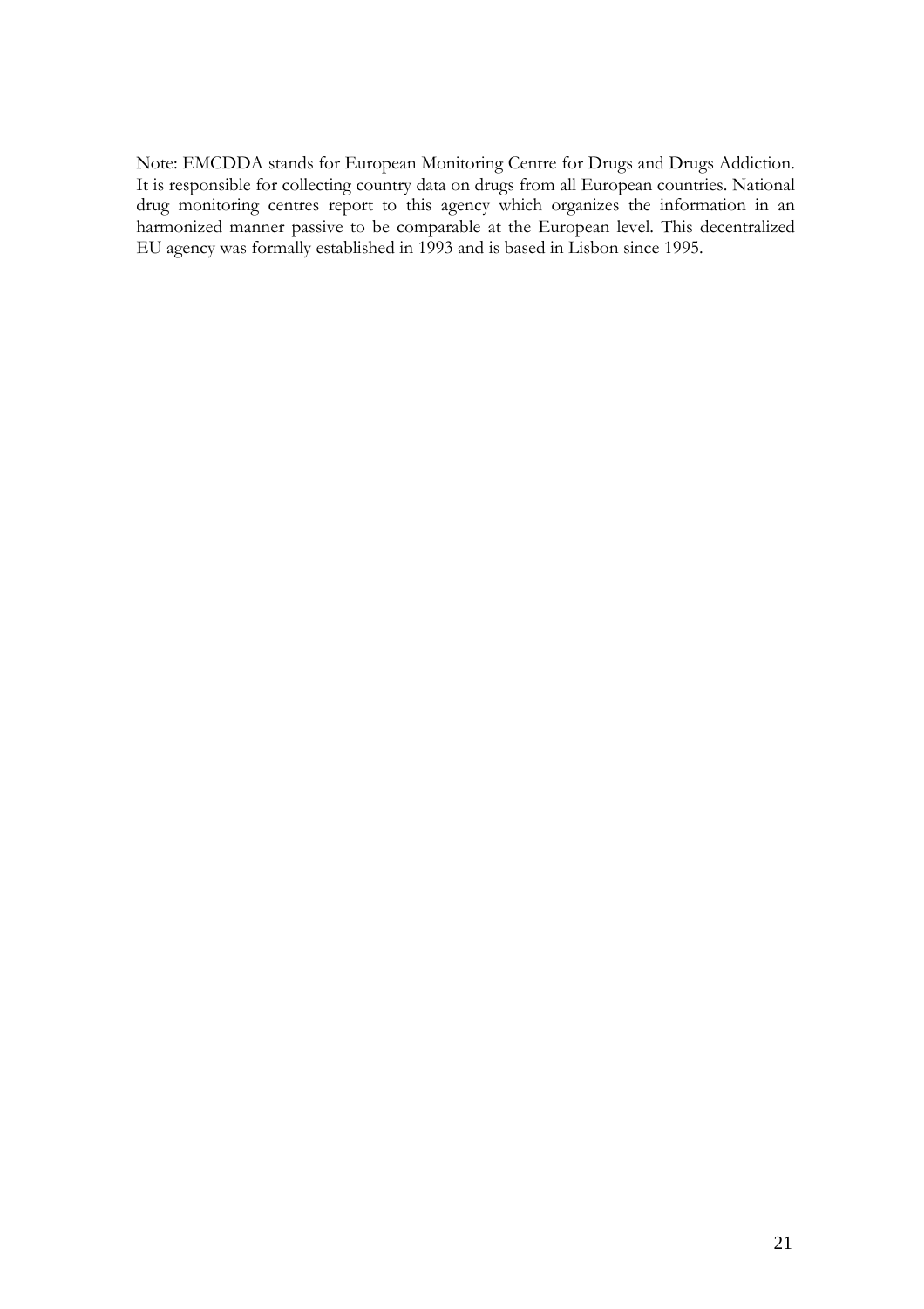Note: EMCDDA stands for European Monitoring Centre for Drugs and Drugs Addiction. It is responsible for collecting country data on drugs from all European countries. National drug monitoring centres report to this agency which organizes the information in an harmonized manner passive to be comparable at the European level. This decentralized EU agency was formally established in 1993 and is based in Lisbon since 1995.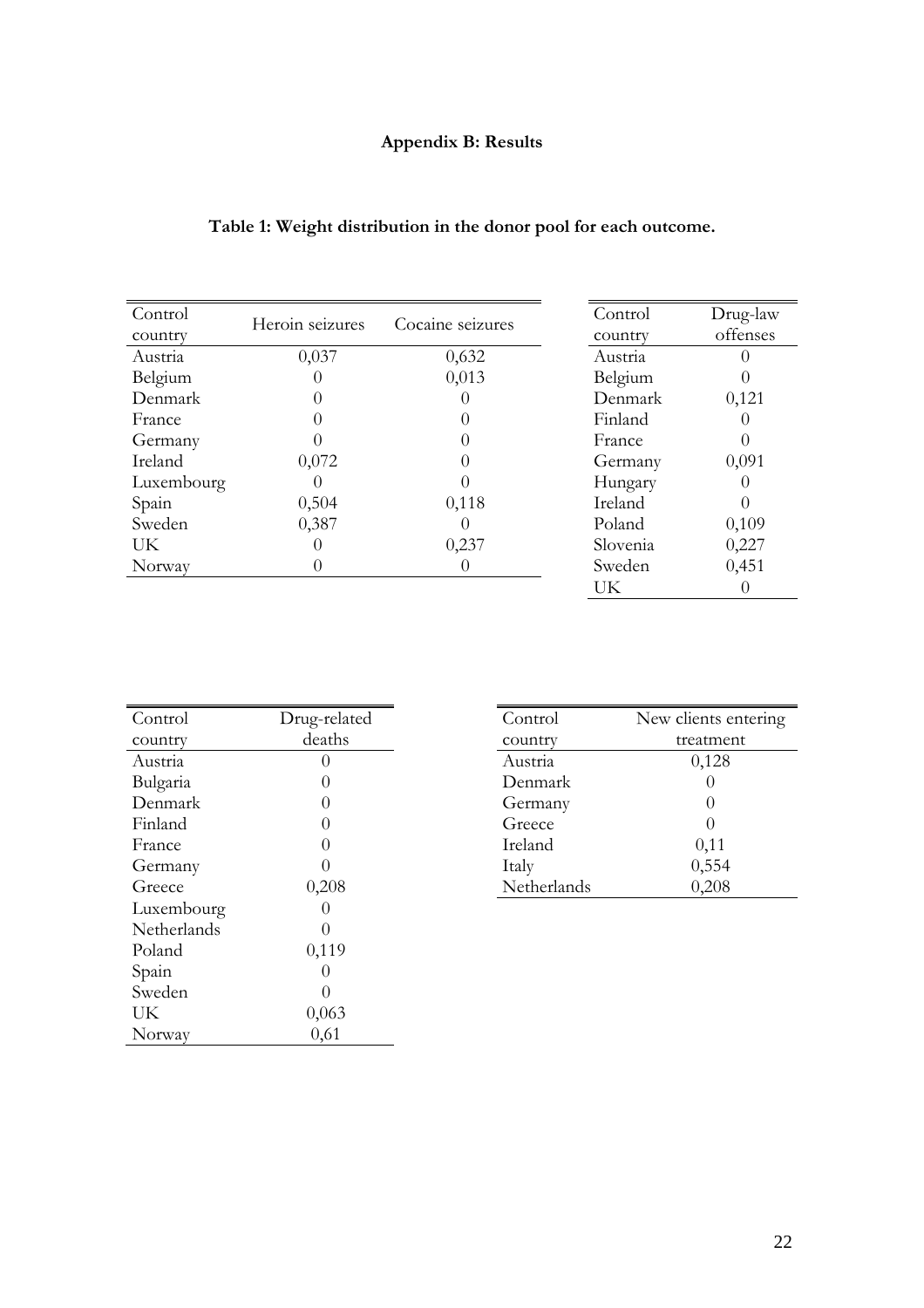**Appendix B: Results**

**Table 1: Weight distribution in the donor pool for each outcome.**

| Control country | Heroin seizures | Cocaine seizures |
|---|---|---|
| Austria | 0,037 | 0,632 |
| Belgium | 0 | 0,013 |
| Denmark | 0 | 0 |
| France | 0 | 0 |
| Germany | 0 | 0 |
| Ireland | 0,072 | 0 |
| Luxembourg | 0 | 0 |
| Spain | 0,504 | 0,118 |
| Sweden | 0,387 | 0 |
| UK | 0 | 0,237 |
| Norway | 0 | 0 |

| Control country | Drug-law offenses |
|---|---|
| Austria | 0 |
| Belgium | 0 |
| Denmark | 0,121 |
| Finland | 0 |
| France | 0 |
| Germany | 0,091 |
| Hungary | 0 |
| Ireland | 0 |
| Poland | 0,109 |
| Slovenia | 0,227 |
| Sweden | 0,451 |
| UK | 0 |

| Control country | Drug-related deaths |
|---|---|
| Austria | 0 |
| Bulgaria | 0 |
| Denmark | 0 |
| Finland | 0 |
| France | 0 |
| Germany | 0 |
| Greece | 0,208 |
| Luxembourg | 0 |
| Netherlands | 0 |
| Poland | 0,119 |
| Spain | 0 |
| Sweden | 0 |
| UK | 0,063 |
| Norway | 0,61 |

| Control country | New clients entering treatment |
|---|---|
| Austria | 0,128 |
| Denmark | 0 |
| Germany | 0 |
| Greece | 0 |
| Ireland | 0,11 |
| Italy | 0,554 |
| Netherlands | 0,208 |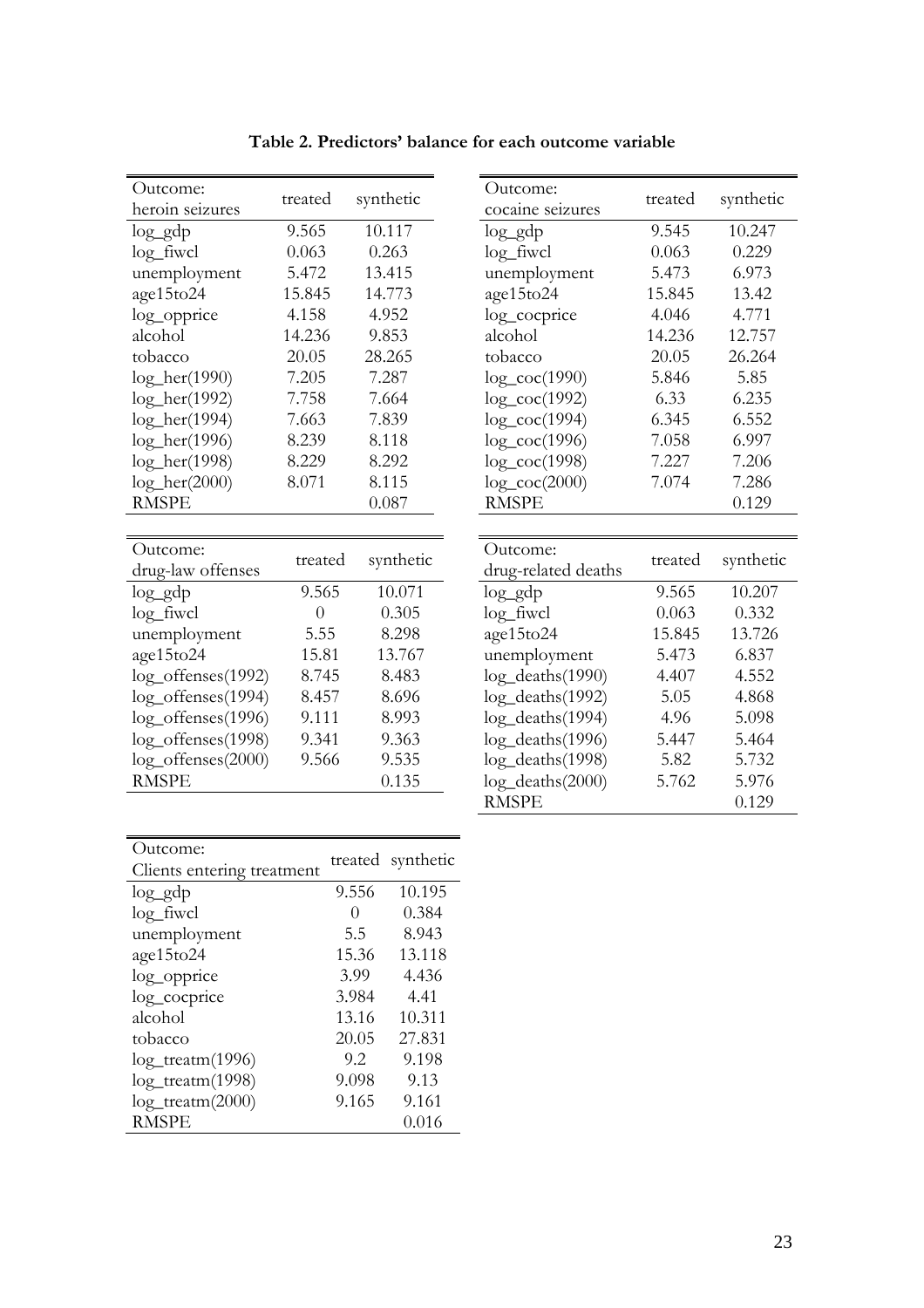**Table 2. Predictors' balance for each outcome variable**

| Outcome: heroin seizures | treated | synthetic |
|---|---|---|
| log_gdp | 9.565 | 10.117 |
| log_fiwcl | 0.063 | 0.263 |
| unemployment | 5.472 | 13.415 |
| age15to24 | 15.845 | 14.773 |
| log_opprice | 4.158 | 4.952 |
| alcohol | 14.236 | 9.853 |
| tobacco | 20.05 | 28.265 |
| log_her(1990) | 7.205 | 7.287 |
| log_her(1992) | 7.758 | 7.664 |
| log_her(1994) | 7.663 | 7.839 |
| log_her(1996) | 8.239 | 8.118 |
| log_her(1998) | 8.229 | 8.292 |
| log_her(2000) | 8.071 | 8.115 |
| RMSPE | | 0.087 |

| Outcome: cocaine seizures | treated | synthetic |
|---|---|---|
| log_gdp | 9.545 | 10.247 |
| log_fiwcl | 0.063 | 0.229 |
| unemployment | 5.473 | 6.973 |
| age15to24 | 15.845 | 13.42 |
| log_cocprice | 4.046 | 4.771 |
| alcohol | 14.236 | 12.757 |
| tobacco | 20.05 | 26.264 |
| log_coc(1990) | 5.846 | 5.85 |
| log_coc(1992) | 6.33 | 6.235 |
| log_coc(1994) | 6.345 | 6.552 |
| log_coc(1996) | 7.058 | 6.997 |
| log_coc(1998) | 7.227 | 7.206 |
| log_coc(2000) | 7.074 | 7.286 |
| RMSPE | | 0.129 |

| Outcome: drug-law offenses | treated | synthetic |
|---|---|---|
| log_gdp | 9.565 | 10.071 |
| log_fiwcl | 0 | 0.305 |
| unemployment | 5.55 | 8.298 |
| age15to24 | 15.81 | 13.767 |
| log_offenses(1992) | 8.745 | 8.483 |
| log_offenses(1994) | 8.457 | 8.696 |
| log_offenses(1996) | 9.111 | 8.993 |
| log_offenses(1998) | 9.341 | 9.363 |
| log_offenses(2000) | 9.566 | 9.535 |
| RMSPE | | 0.135 |

| Outcome: drug-related deaths | treated | synthetic |
|---|---|---|
| log_gdp | 9.565 | 10.207 |
| log_fiwcl | 0.063 | 0.332 |
| age15to24 | 15.845 | 13.726 |
| unemployment | 5.473 | 6.837 |
| log_deaths(1990) | 4.407 | 4.552 |
| log_deaths(1992) | 5.05 | 4.868 |
| log_deaths(1994) | 4.96 | 5.098 |
| log_deaths(1996) | 5.447 | 5.464 |
| log_deaths(1998) | 5.82 | 5.732 |
| log_deaths(2000) | 5.762 | 5.976 |
| RMSPE | | 0.129 |

| Outcome: Clients entering treatment | treated | synthetic |
|---|---|---|
| log_gdp | 9.556 | 10.195 |
| log_fiwcl | 0 | 0.384 |
| unemployment | 5.5 | 8.943 |
| age15to24 | 15.36 | 13.118 |
| log_opprice | 3.99 | 4.436 |
| log_cocprice | 3.984 | 4.41 |
| alcohol | 13.16 | 10.311 |
| tobacco | 20.05 | 27.831 |
| log_treatm(1996) | 9.2 | 9.198 |
| log_treatm(1998) | 9.098 | 9.13 |
| log_treatm(2000) | 9.165 | 9.161 |
| RMSPE | | 0.016 |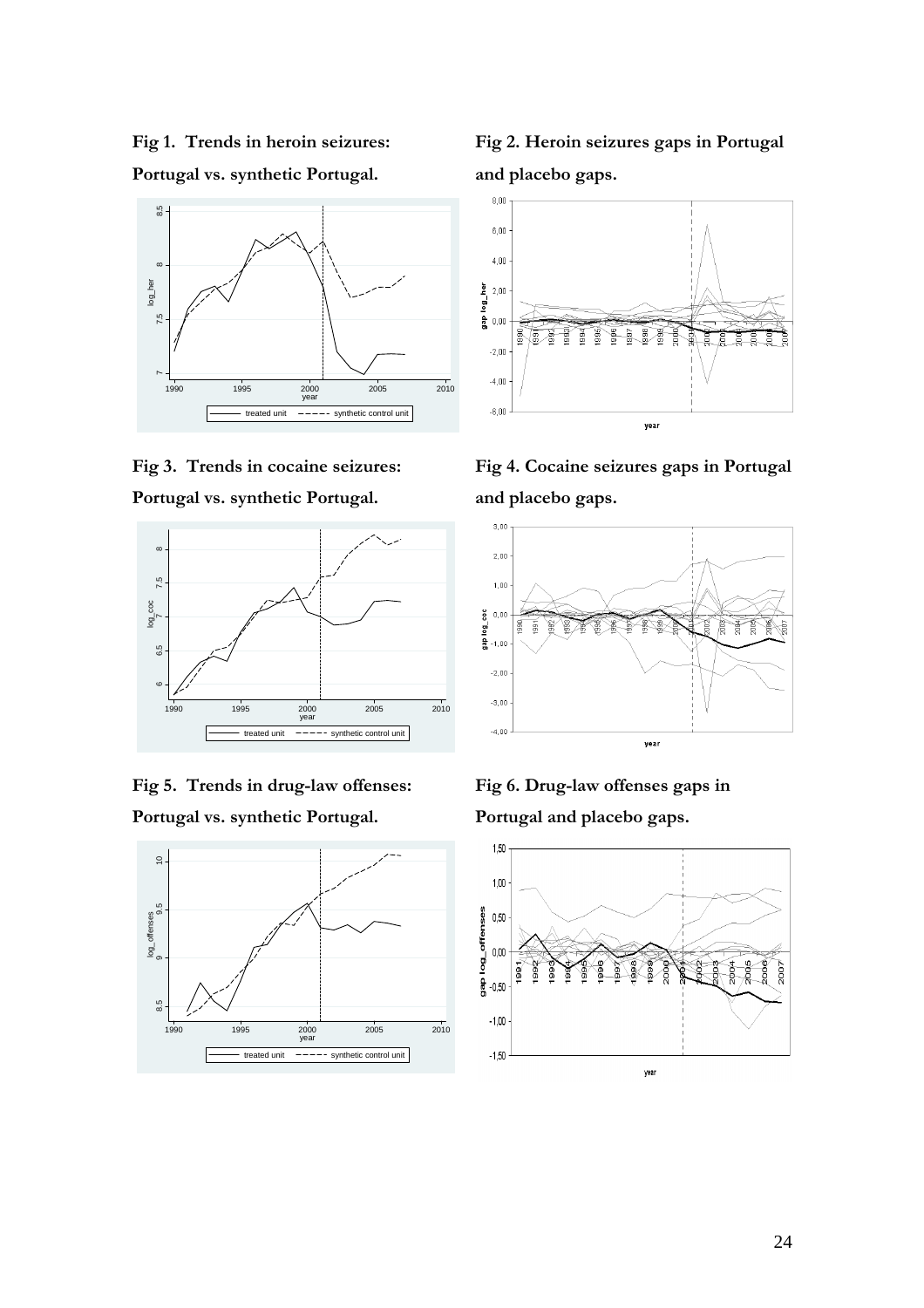**Fig 1. Trends in heroin seizures: Portugal vs. synthetic Portugal.**

**Fig 2. Heroin seizures gaps in Portugal and placebo gaps.**

**Fig 3. Trends in cocaine seizures: Portugal vs. synthetic Portugal.**

**Fig 4. Cocaine seizures gaps in Portugal and placebo gaps.**

**Fig 5. Trends in drug-law offenses: Portugal vs. synthetic Portugal.**

**Fig 6. Drug-law offenses gaps in Portugal and placebo gaps.**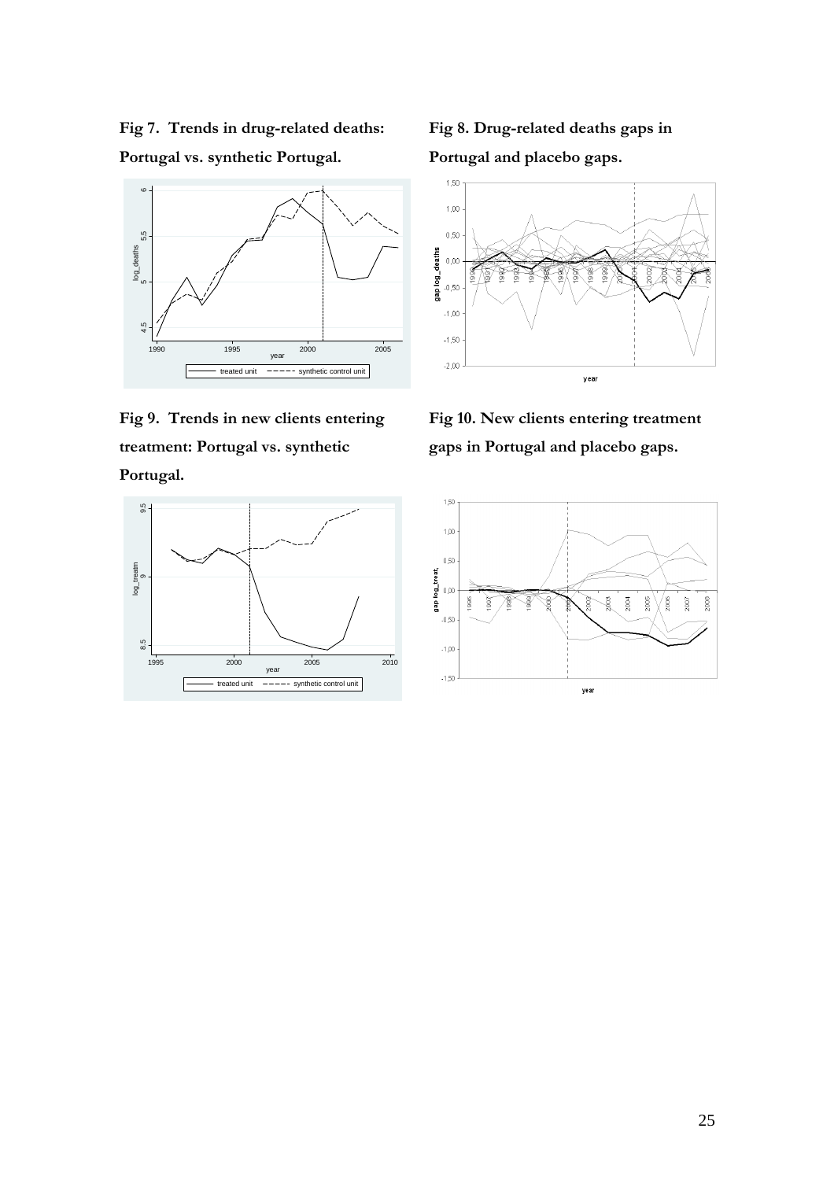**Fig 7. Trends in drug-related deaths: Portugal vs. synthetic Portugal.**

6
5.5
5
4.5
log_deaths
1990
1995
2000
2005
year
treated unit
synthetic control unit

**Fig 8. Drug-related deaths gaps in Portugal and placebo gaps.**

1,50
1,00
0,50
0,00
-0,50
-1,00
-1,50
-2,00
gap log_deaths
1990
1991
1992
1993
1994
1995
1996
1997
1998
1999
2000
2001
2002
2003
2004
2005
2006
year

**Fig 9. Trends in new clients entering treatment: Portugal vs. synthetic Portugal.**

9.5
9
8.5
log_treatm
1995
2000
2005
2010
year
treated unit
synthetic control unit

**Fig 10. New clients entering treatment gaps in Portugal and placebo gaps.**

1,50
1,00
0,50
0,00
-0,50
-1,00
-1,50
gap log_treat
1996
1997
1998
1999
2000
2001
2002
2003
2004
2005
2006
2007
2008
year